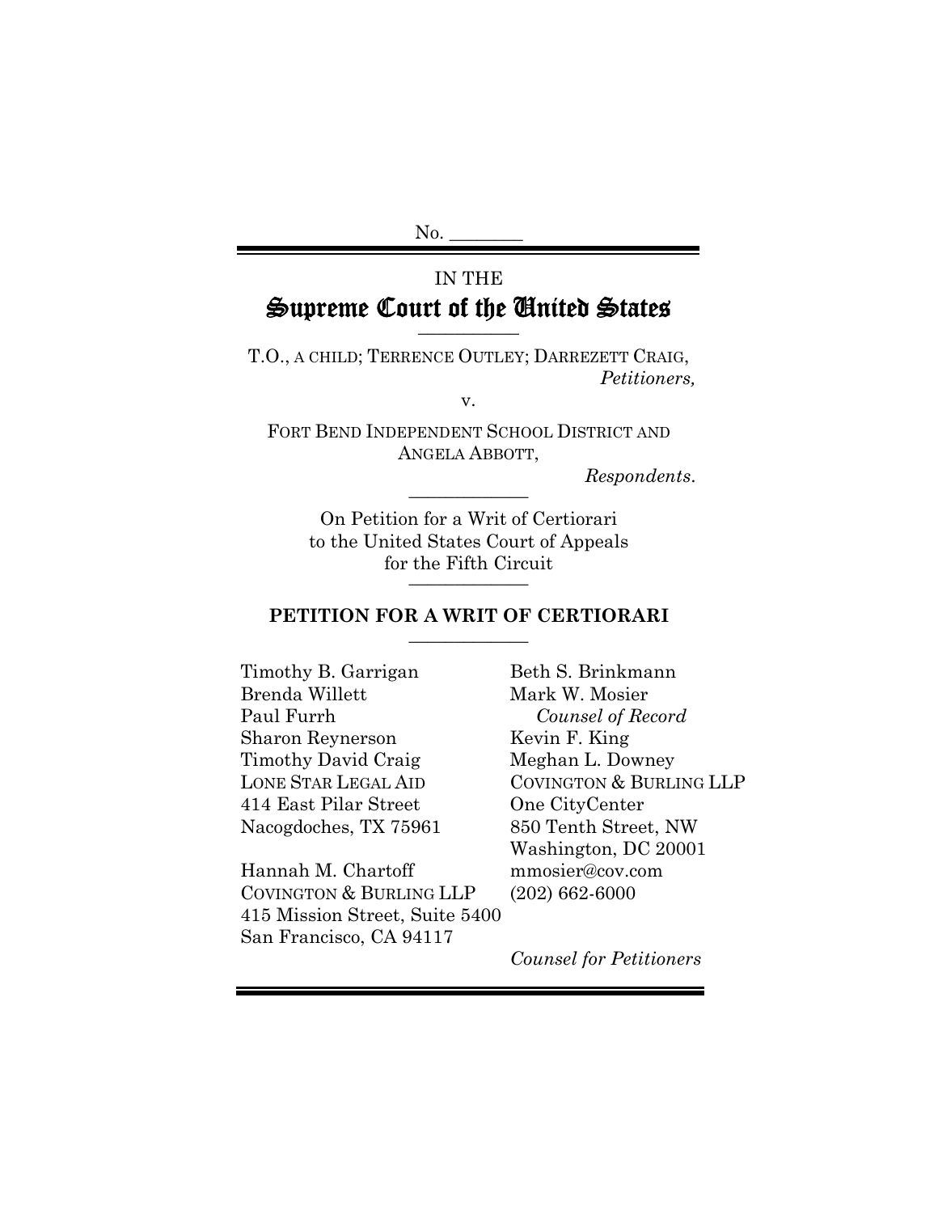No. ________

IN THE

# Supreme Court of the United States

T.O., A CHILD; TERRENCE OUTLEY; DARREZETT CRAIG,
*Petitioners,*

v.

FORT BEND INDEPENDENT SCHOOL DISTRICT AND ANGELA ABBOTT,
*Respondents.*

On Petition for a Writ of Certiorari
to the United States Court of Appeals
for the Fifth Circuit

## PETITION FOR A WRIT OF CERTIORARI

Timothy B. Garrigan
Brenda Willett
Paul Furrh
Sharon Reynerson
Timothy David Craig
LONE STAR LEGAL AID
414 East Pilar Street
Nacogdoches, TX 75961

Hannah M. Chartoff
COVINGTON & BURLING LLP
415 Mission Street, Suite 5400
San Francisco, CA 94117

Beth S. Brinkmann
Mark W. Mosier
*Counsel of Record*
Kevin F. King
Meghan L. Downey
COVINGTON & BURLING LLP
One CityCenter
850 Tenth Street, NW
Washington, DC 20001
mmosier@cov.com
(202) 662-6000

*Counsel for Petitioners*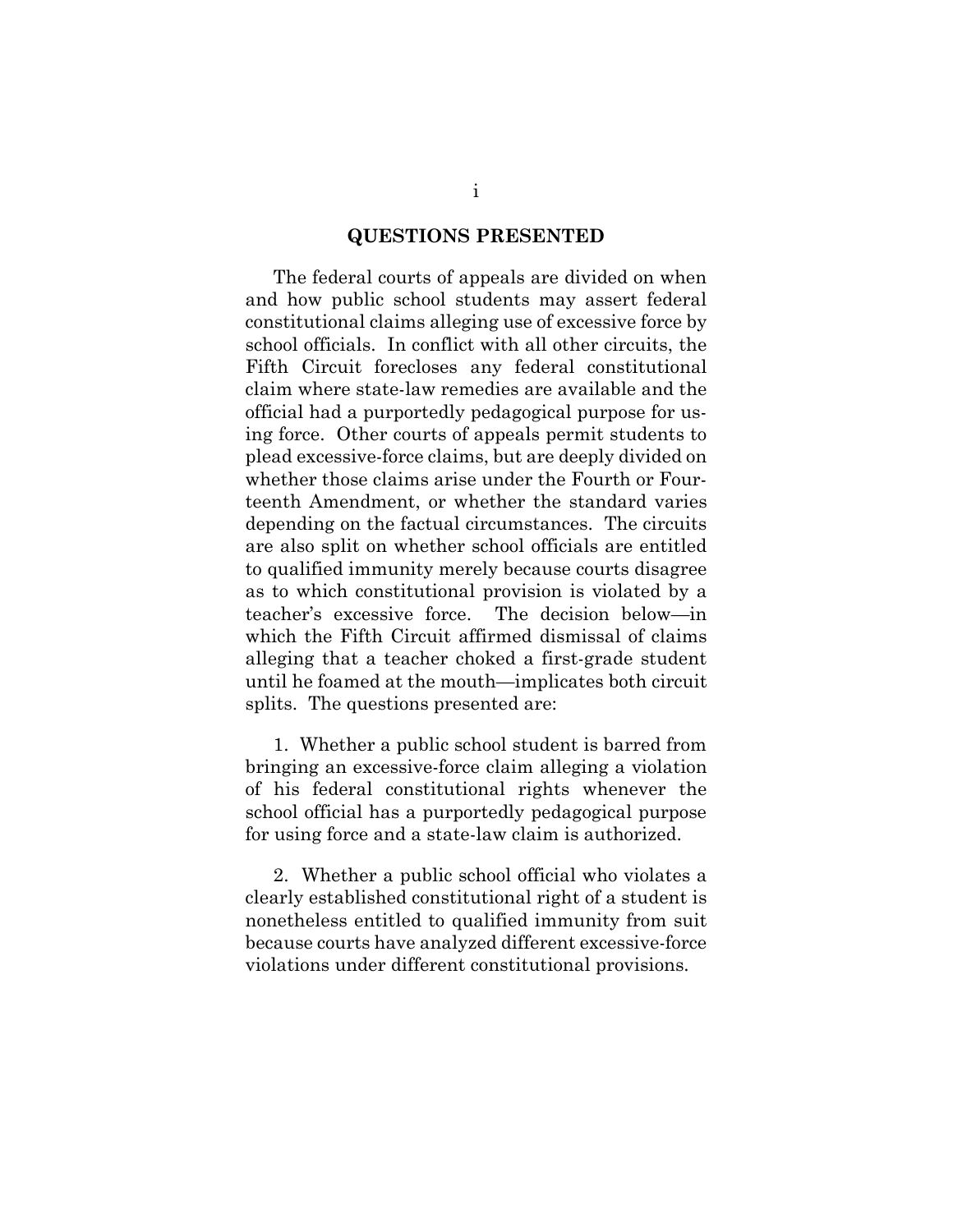# QUESTIONS PRESENTED

The federal courts of appeals are divided on when and how public school students may assert federal constitutional claims alleging use of excessive force by school officials. In conflict with all other circuits, the Fifth Circuit forecloses any federal constitutional claim where state-law remedies are available and the official had a purportedly pedagogical purpose for using force. Other courts of appeals permit students to plead excessive-force claims, but are deeply divided on whether those claims arise under the Fourth or Fourteenth Amendment, or whether the standard varies depending on the factual circumstances. The circuits are also split on whether school officials are entitled to qualified immunity merely because courts disagree as to which constitutional provision is violated by a teacher's excessive force. The decision below—in which the Fifth Circuit affirmed dismissal of claims alleging that a teacher choked a first-grade student until he foamed at the mouth—implicates both circuit splits. The questions presented are:

1. Whether a public school student is barred from bringing an excessive-force claim alleging a violation of his federal constitutional rights whenever the school official has a purportedly pedagogical purpose for using force and a state-law claim is authorized.

2. Whether a public school official who violates a clearly established constitutional right of a student is nonetheless entitled to qualified immunity from suit because courts have analyzed different excessive-force violations under different constitutional provisions.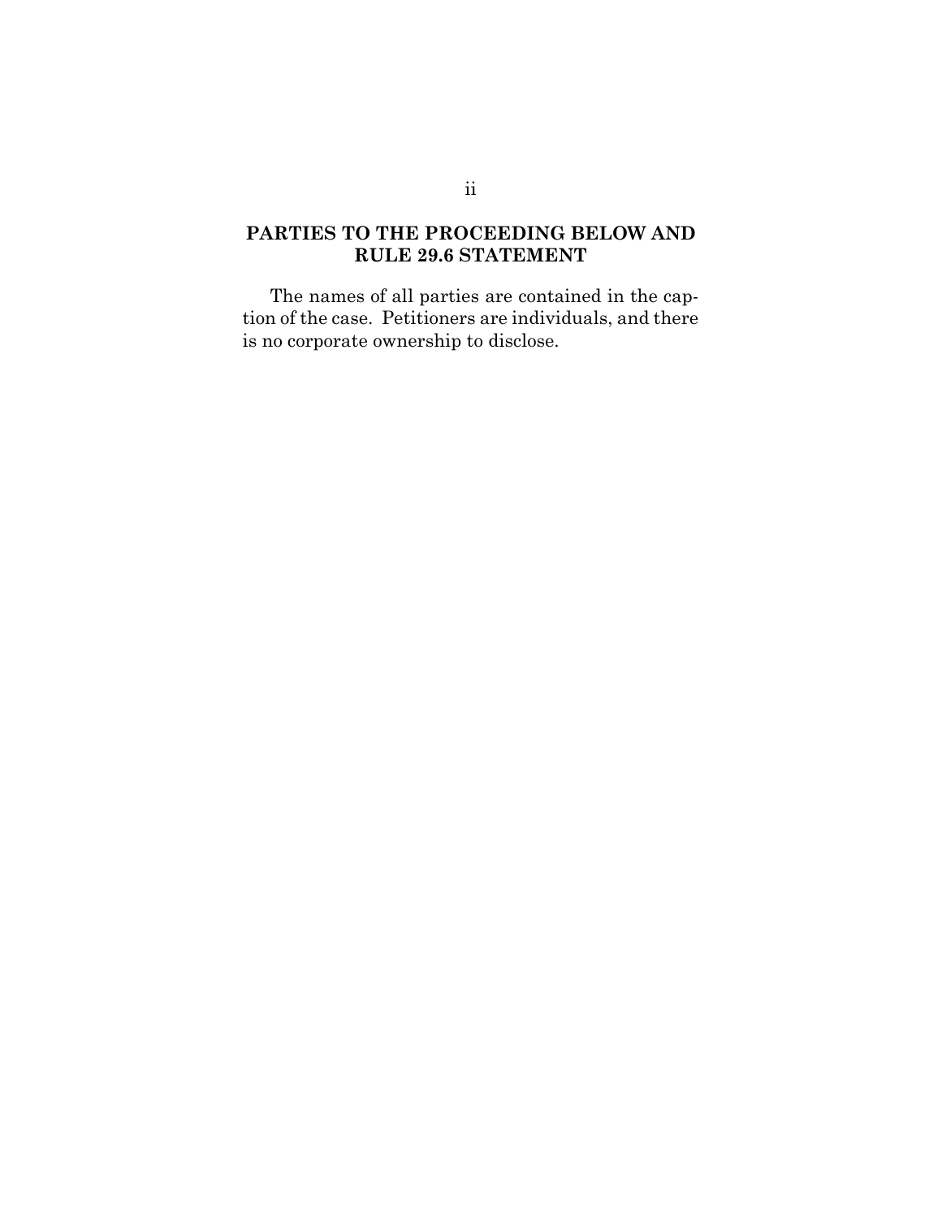## PARTIES TO THE PROCEEDING BELOW AND RULE 29.6 STATEMENT

The names of all parties are contained in the caption of the case. Petitioners are individuals, and there is no corporate ownership to disclose.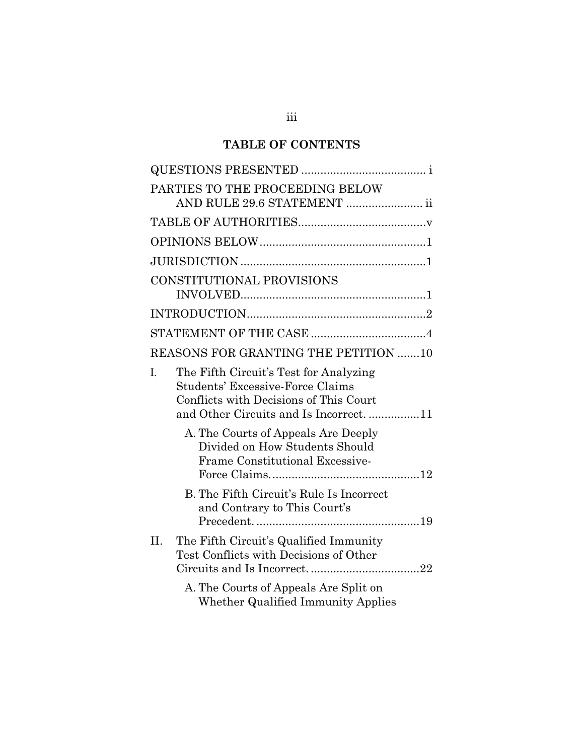# TABLE OF CONTENTS

QUESTIONS PRESENTED ...................................... i

PARTIES TO THE PROCEEDING BELOW AND RULE 29.6 STATEMENT ....................... ii

TABLE OF AUTHORITIES.......................................v

OPINIONS BELOW...................................................1

JURISDICTION.........................................................1

CONSTITUTIONAL PROVISIONS INVOLVED.........................................................1

INTRODUCTION.......................................................2

STATEMENT OF THE CASE ...................................4

REASONS FOR GRANTING THE PETITION .......10

I. The Fifth Circuit's Test for Analyzing Students' Excessive-Force Claims Conflicts with Decisions of This Court and Other Circuits and Is Incorrect. ...............11

   A. The Courts of Appeals Are Deeply Divided on How Students Should Frame Constitutional Excessive-Force Claims. .............................................12

   B. The Fifth Circuit's Rule Is Incorrect and Contrary to This Court's Precedent. ..................................................19

II. The Fifth Circuit's Qualified Immunity Test Conflicts with Decisions of Other Circuits and Is Incorrect. .................................22

   A. The Courts of Appeals Are Split on Whether Qualified Immunity Applies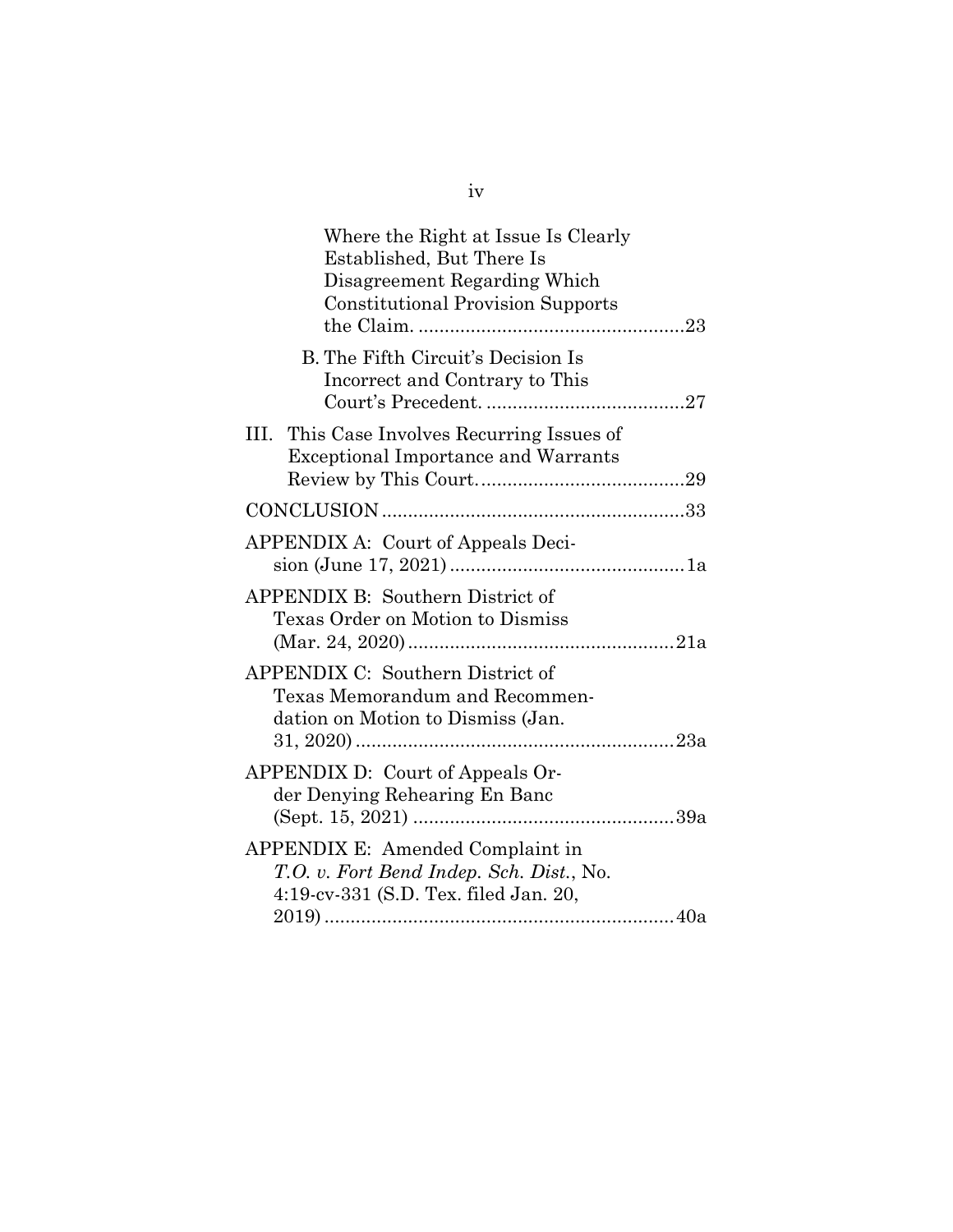Where the Right at Issue Is Clearly Established, But There Is Disagreement Regarding Which Constitutional Provision Supports the Claim. ....................................................23

B. The Fifth Circuit's Decision Is Incorrect and Contrary to This Court's Precedent. ......................................27

III. This Case Involves Recurring Issues of Exceptional Importance and Warrants Review by This Court. .......................................29

CONCLUSION ..........................................................33

APPENDIX A: Court of Appeals Decision (June 17, 2021) ............................................1a

APPENDIX B: Southern District of Texas Order on Motion to Dismiss (Mar. 24, 2020) ...................................................21a

APPENDIX C: Southern District of Texas Memorandum and Recommendation on Motion to Dismiss (Jan. 31, 2020) .............................................................23a

APPENDIX D: Court of Appeals Order Denying Rehearing En Banc (Sept. 15, 2021) .................................................39a

APPENDIX E: Amended Complaint in *T.O. v. Fort Bend Indep. Sch. Dist.*, No. 4:19-cv-331 (S.D. Tex. filed Jan. 20, 2019) ..................................................................40a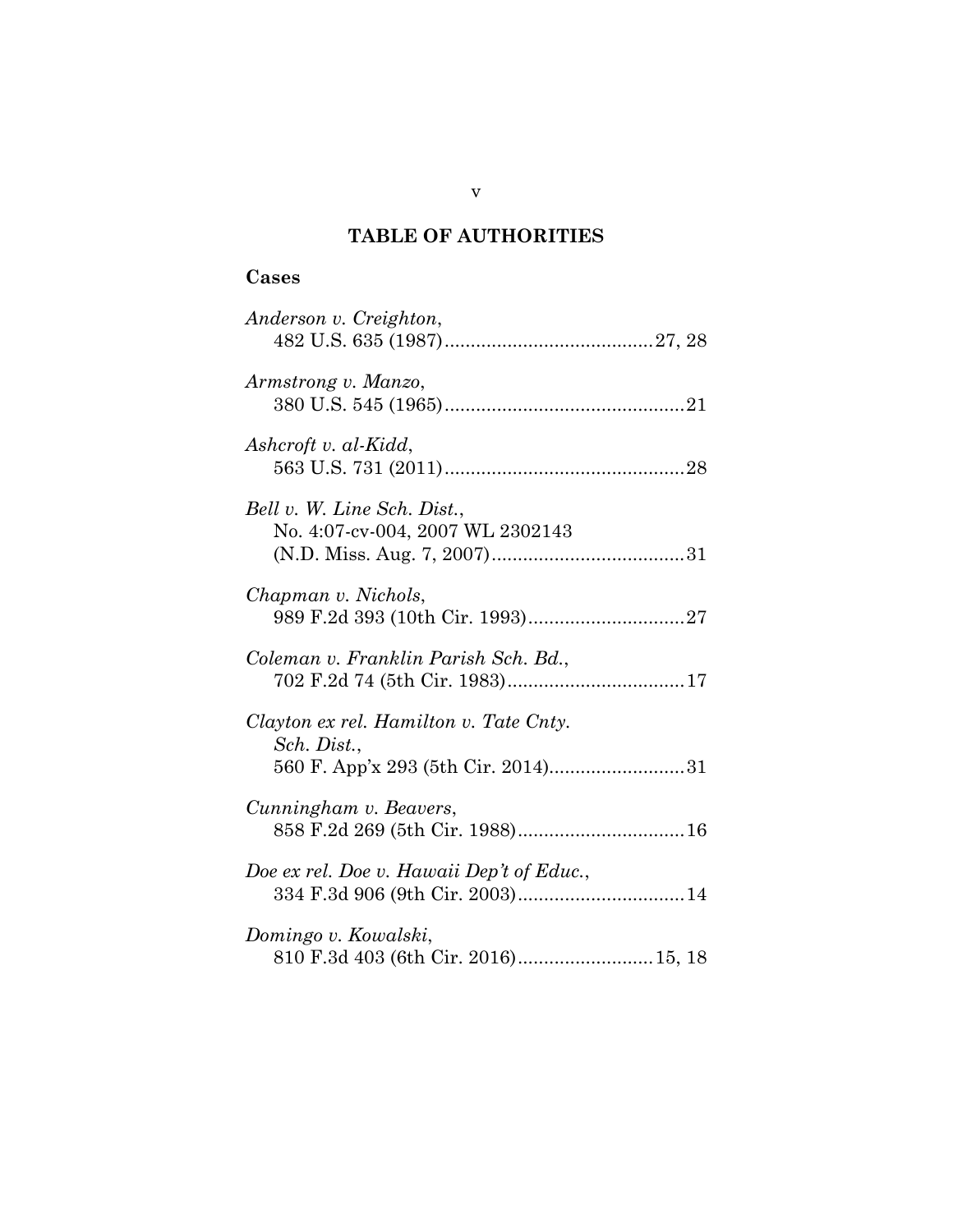# TABLE OF AUTHORITIES

## Cases

*Anderson v. Creighton*,
482 U.S. 635 (1987)........................................27, 28

*Armstrong v. Manzo*,
380 U.S. 545 (1965)..............................................21

*Ashcroft v. al-Kidd*,
563 U.S. 731 (2011)..............................................28

*Bell v. W. Line Sch. Dist.*,
No. 4:07-cv-004, 2007 WL 2302143
(N.D. Miss. Aug. 7, 2007).....................................31

*Chapman v. Nichols*,
989 F.2d 393 (10th Cir. 1993)..............................27

*Coleman v. Franklin Parish Sch. Bd.*,
702 F.2d 74 (5th Cir. 1983)..................................17

*Clayton ex rel. Hamilton v. Tate Cnty. Sch. Dist.*,
560 F. App'x 293 (5th Cir. 2014)..........................31

*Cunningham v. Beavers*,
858 F.2d 269 (5th Cir. 1988)................................16

*Doe ex rel. Doe v. Hawaii Dep't of Educ.*,
334 F.3d 906 (9th Cir. 2003)................................14

*Domingo v. Kowalski*,
810 F.3d 403 (6th Cir. 2016)..........................15, 18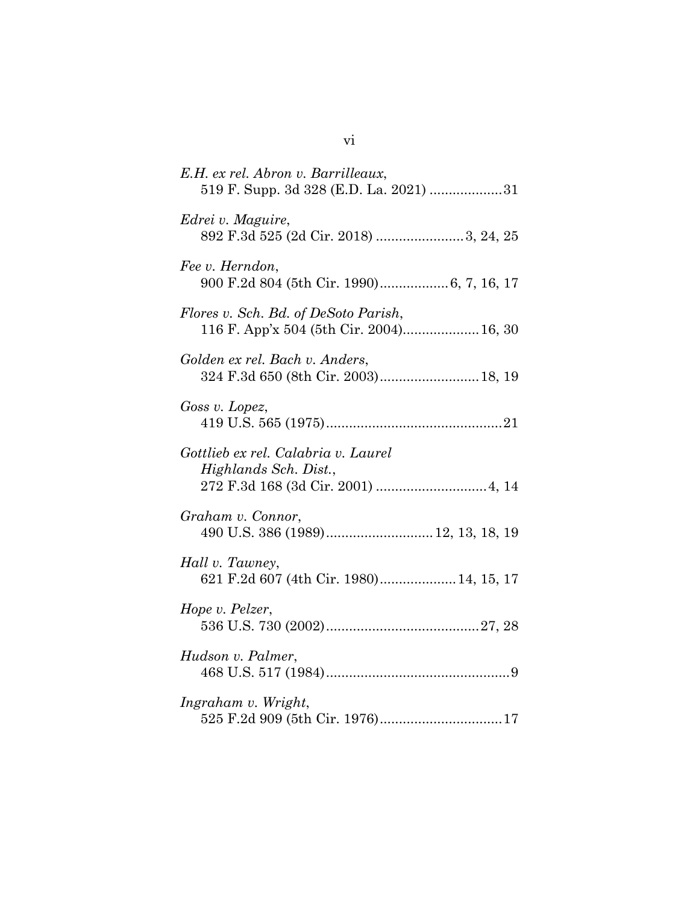*E.H. ex rel. Abron v. Barrilleaux*,
519 F. Supp. 3d 328 (E.D. La. 2021) ...................31

*Edrei v. Maguire*,
892 F.3d 525 (2d Cir. 2018) .......................3, 24, 25

*Fee v. Herndon*,
900 F.2d 804 (5th Cir. 1990)..................6, 7, 16, 17

*Flores v. Sch. Bd. of DeSoto Parish*,
116 F. App'x 504 (5th Cir. 2004)....................16, 30

*Golden ex rel. Bach v. Anders*,
324 F.3d 650 (8th Cir. 2003)..........................18, 19

*Goss v. Lopez*,
419 U.S. 565 (1975)..............................................21

*Gottlieb ex rel. Calabria v. Laurel Highlands Sch. Dist.*,
272 F.3d 168 (3d Cir. 2001) .............................4, 14

*Graham v. Connor*,
490 U.S. 386 (1989)............................12, 13, 18, 19

*Hall v. Tawney*,
621 F.2d 607 (4th Cir. 1980)....................14, 15, 17

*Hope v. Pelzer*,
536 U.S. 730 (2002)........................................27, 28

*Hudson v. Palmer*,
468 U.S. 517 (1984)................................................9

*Ingraham v. Wright*,
525 F.2d 909 (5th Cir. 1976)................................17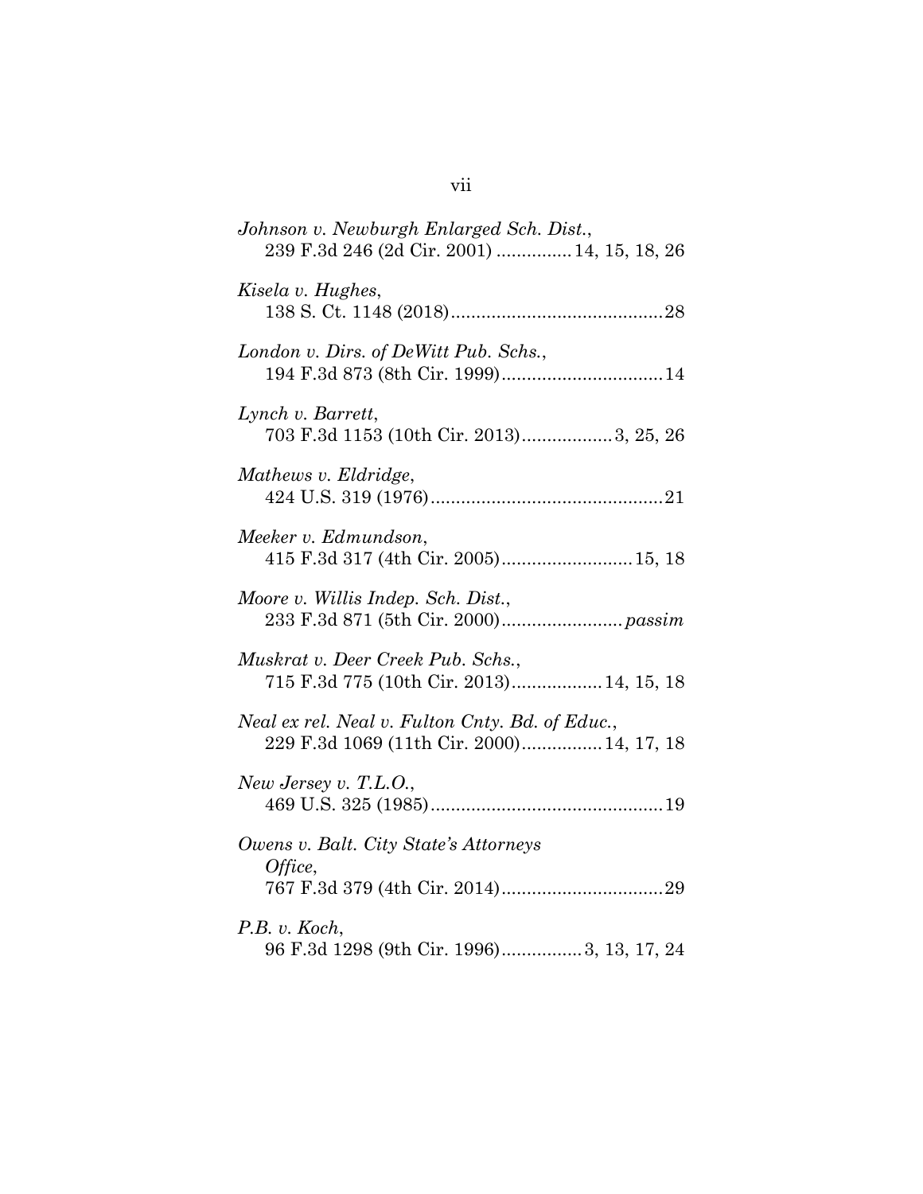*Johnson v. Newburgh Enlarged Sch. Dist.*,
239 F.3d 246 (2d Cir. 2001) ..............14, 15, 18, 26

*Kisela v. Hughes*,
138 S. Ct. 1148 (2018)..........................................28

*London v. Dirs. of DeWitt Pub. Schs.*,
194 F.3d 873 (8th Cir. 1999)................................14

*Lynch v. Barrett*,
703 F.3d 1153 (10th Cir. 2013)..................3, 25, 26

*Mathews v. Eldridge*,
424 U.S. 319 (1976)..............................................21

*Meeker v. Edmundson*,
415 F.3d 317 (4th Cir. 2005)..........................15, 18

*Moore v. Willis Indep. Sch. Dist.*,
233 F.3d 871 (5th Cir. 2000)........................*passim*

*Muskrat v. Deer Creek Pub. Schs.*,
715 F.3d 775 (10th Cir. 2013)..................14, 15, 18

*Neal ex rel. Neal v. Fulton Cnty. Bd. of Educ.*,
229 F.3d 1069 (11th Cir. 2000)................14, 17, 18

*New Jersey v. T.L.O.*,
469 U.S. 325 (1985)..............................................19

*Owens v. Balt. City State's Attorneys Office*,
767 F.3d 379 (4th Cir. 2014)................................29

*P.B. v. Koch*,
96 F.3d 1298 (9th Cir. 1996)................3, 13, 17, 24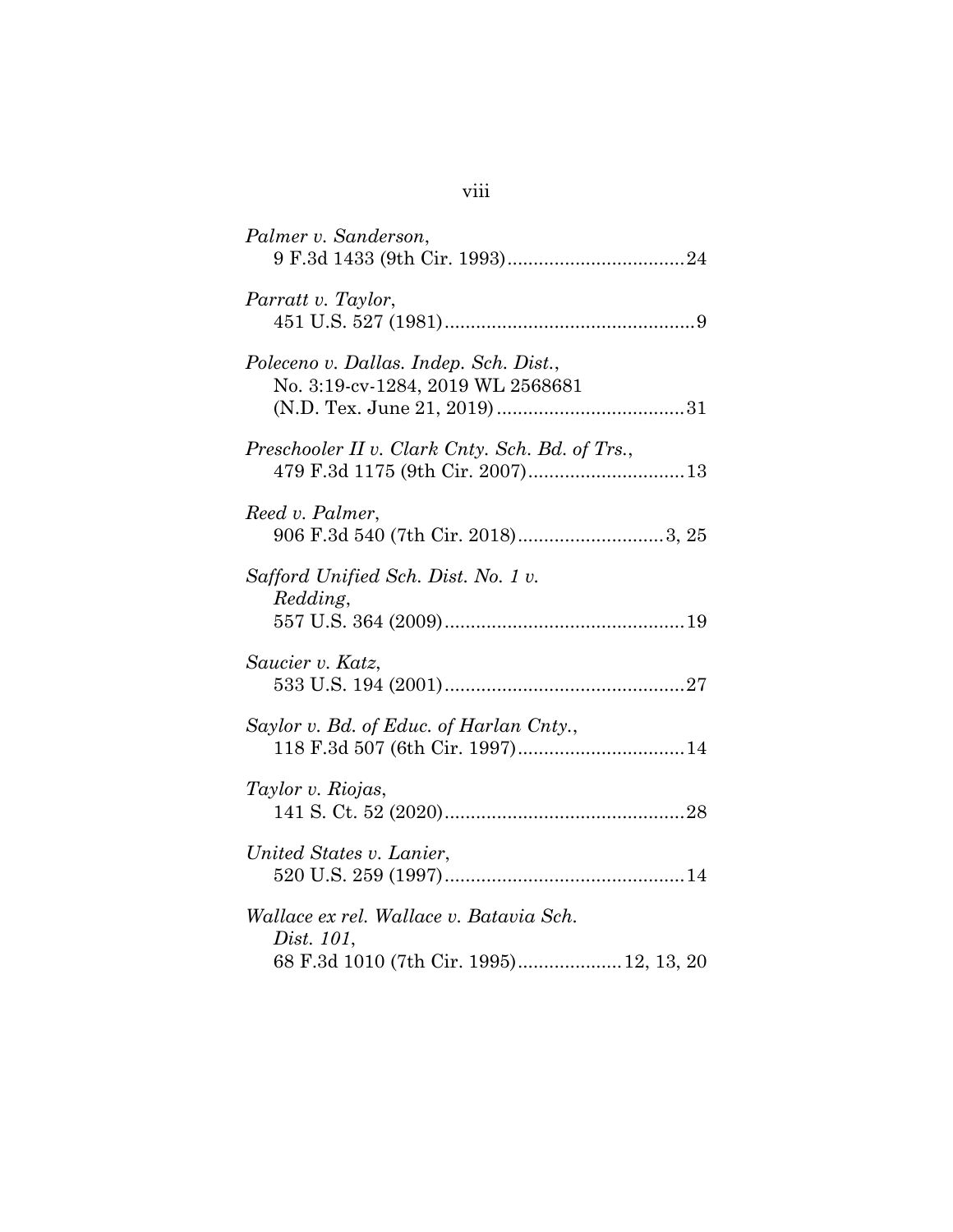*Palmer v. Sanderson*,
9 F.3d 1433 (9th Cir. 1993) .................................. 24

*Parratt v. Taylor*,
451 U.S. 527 (1981) ................................................ 9

*Poleceno v. Dallas. Indep. Sch. Dist.*,
No. 3:19-cv-1284, 2019 WL 2568681
(N.D. Tex. June 21, 2019) .................................... 31

*Preschooler II v. Clark Cnty. Sch. Bd. of Trs.*,
479 F.3d 1175 (9th Cir. 2007) .............................. 13

*Reed v. Palmer*,
906 F.3d 540 (7th Cir. 2018) ............................ 3, 25

*Safford Unified Sch. Dist. No. 1 v. Redding*,
557 U.S. 364 (2009) .............................................. 19

*Saucier v. Katz*,
533 U.S. 194 (2001) .............................................. 27

*Saylor v. Bd. of Educ. of Harlan Cnty.*,
118 F.3d 507 (6th Cir. 1997) ................................ 14

*Taylor v. Riojas*,
141 S. Ct. 52 (2020) .............................................. 28

*United States v. Lanier*,
520 U.S. 259 (1997) .............................................. 14

*Wallace ex rel. Wallace v. Batavia Sch. Dist. 101*,
68 F.3d 1010 (7th Cir. 1995) .................... 12, 13, 20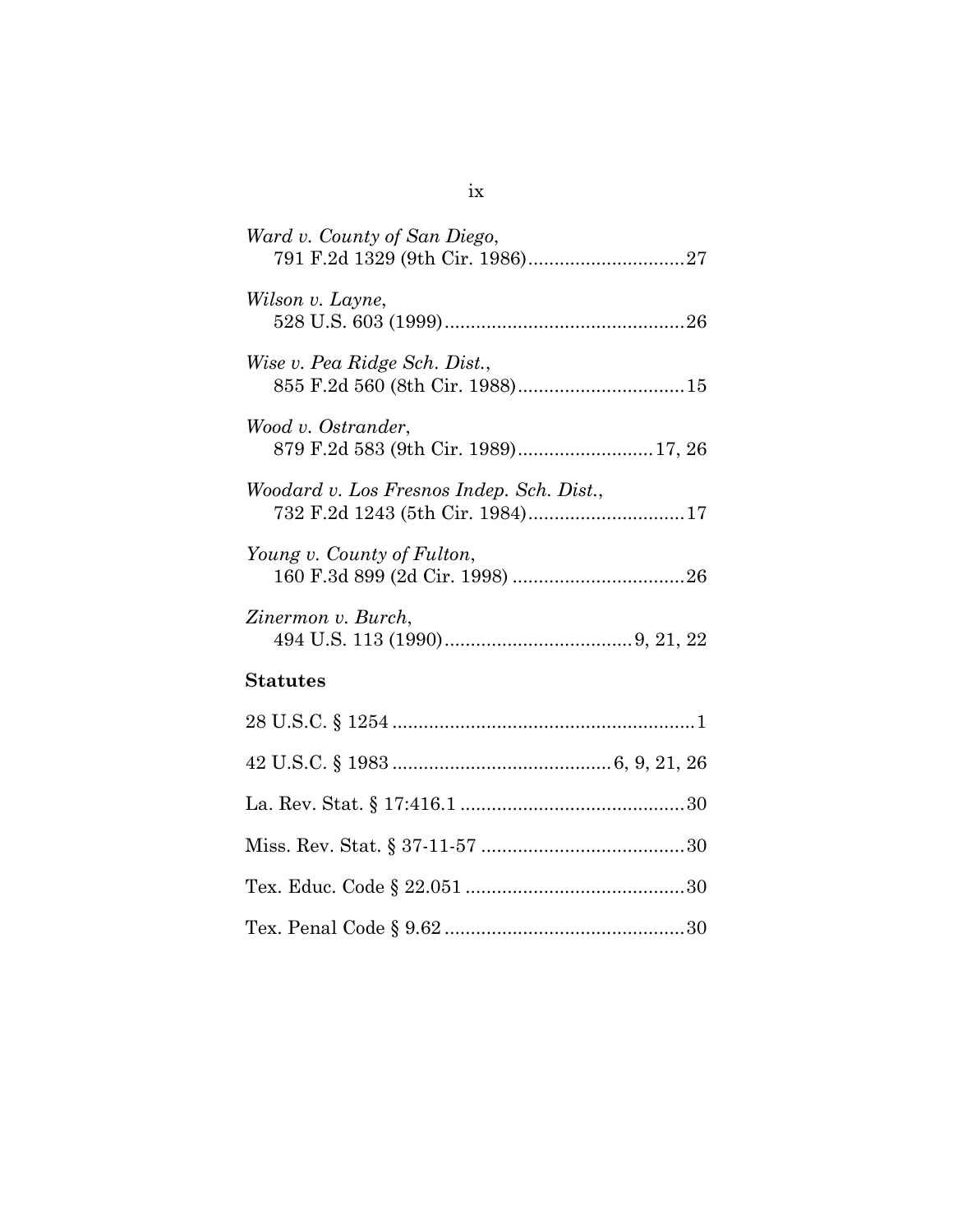*Ward v. County of San Diego*,
791 F.2d 1329 (9th Cir. 1986)..............................27

*Wilson v. Layne*,
528 U.S. 603 (1999)..............................................26

*Wise v. Pea Ridge Sch. Dist.*,
855 F.2d 560 (8th Cir. 1988)................................15

*Wood v. Ostrander*,
879 F.2d 583 (9th Cir. 1989)..........................17, 26

*Woodard v. Los Fresnos Indep. Sch. Dist.*,
732 F.2d 1243 (5th Cir. 1984)..............................17

*Young v. County of Fulton*,
160 F.3d 899 (2d Cir. 1998) .................................26

*Zinermon v. Burch*,
494 U.S. 113 (1990)....................................9, 21, 22

**Statutes**

28 U.S.C. § 1254 ..........................................................1

42 U.S.C. § 1983 ..........................................6, 9, 21, 26

La. Rev. Stat. § 17:416.1 ...........................................30

Miss. Rev. Stat. § 37-11-57 .......................................30

Tex. Educ. Code § 22.051 ..........................................30

Tex. Penal Code § 9.62 ..............................................30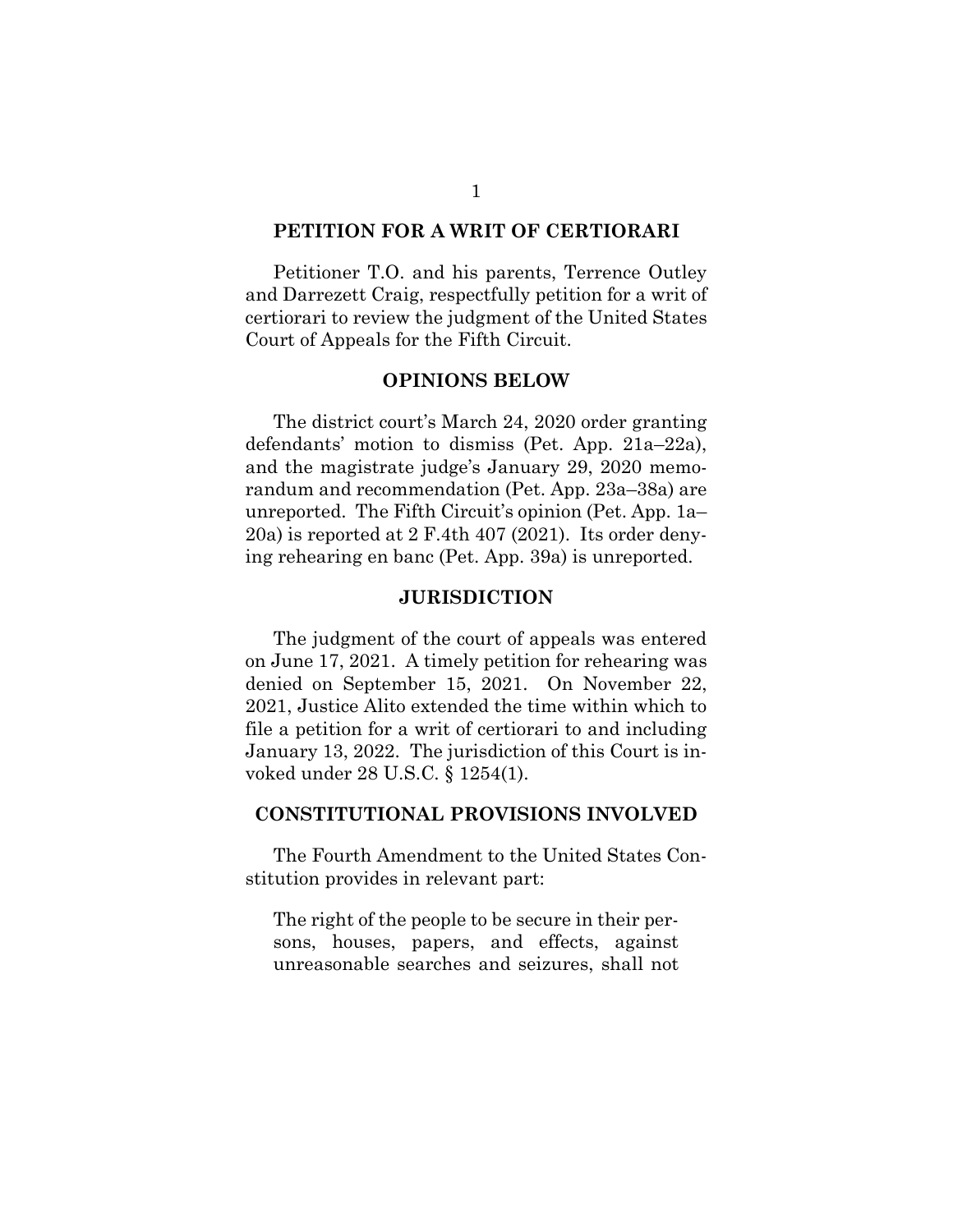## PETITION FOR A WRIT OF CERTIORARI

Petitioner T.O. and his parents, Terrence Outley and Darrezett Craig, respectfully petition for a writ of certiorari to review the judgment of the United States Court of Appeals for the Fifth Circuit.

## OPINIONS BELOW

The district court's March 24, 2020 order granting defendants' motion to dismiss (Pet. App. 21a–22a), and the magistrate judge's January 29, 2020 memorandum and recommendation (Pet. App. 23a–38a) are unreported. The Fifth Circuit's opinion (Pet. App. 1a–20a) is reported at 2 F.4th 407 (2021). Its order denying rehearing en banc (Pet. App. 39a) is unreported.

## JURISDICTION

The judgment of the court of appeals was entered on June 17, 2021. A timely petition for rehearing was denied on September 15, 2021. On November 22, 2021, Justice Alito extended the time within which to file a petition for a writ of certiorari to and including January 13, 2022. The jurisdiction of this Court is invoked under 28 U.S.C. § 1254(1).

## CONSTITUTIONAL PROVISIONS INVOLVED

The Fourth Amendment to the United States Constitution provides in relevant part:

> The right of the people to be secure in their persons, houses, papers, and effects, against unreasonable searches and seizures, shall not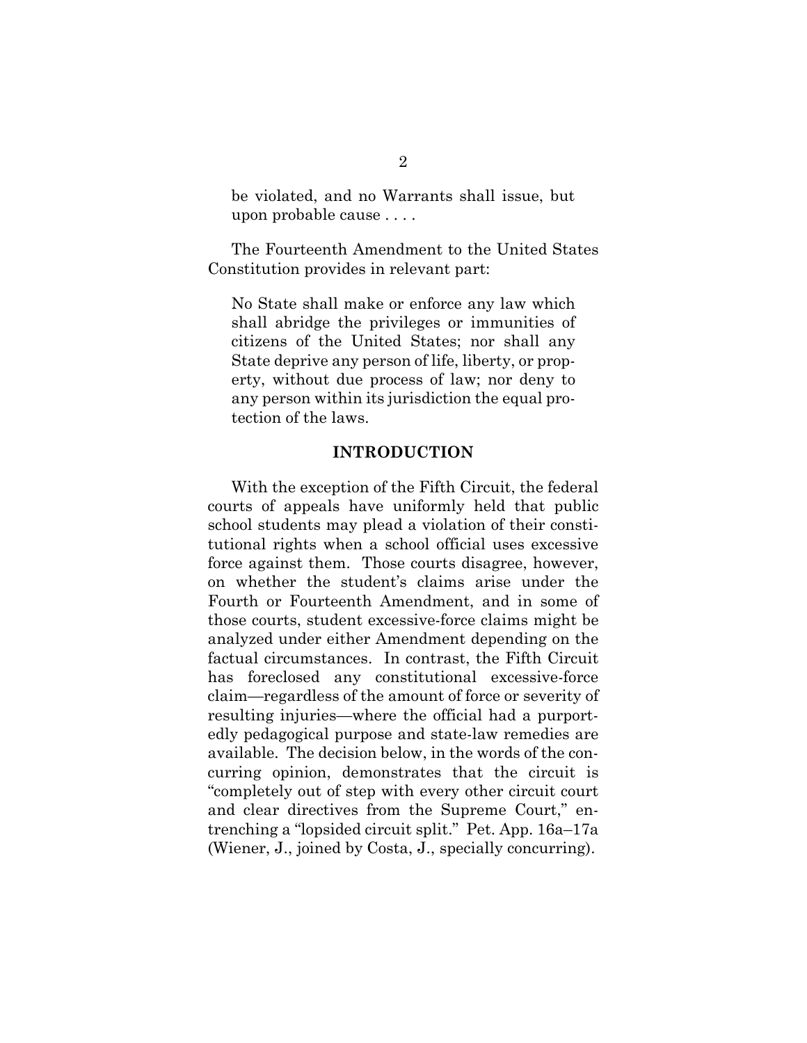> be violated, and no Warrants shall issue, but upon probable cause . . . .

The Fourteenth Amendment to the United States Constitution provides in relevant part:

> No State shall make or enforce any law which shall abridge the privileges or immunities of citizens of the United States; nor shall any State deprive any person of life, liberty, or property, without due process of law; nor deny to any person within its jurisdiction the equal protection of the laws.

## INTRODUCTION

With the exception of the Fifth Circuit, the federal courts of appeals have uniformly held that public school students may plead a violation of their constitutional rights when a school official uses excessive force against them. Those courts disagree, however, on whether the student's claims arise under the Fourth or Fourteenth Amendment, and in some of those courts, student excessive-force claims might be analyzed under either Amendment depending on the factual circumstances. In contrast, the Fifth Circuit has foreclosed any constitutional excessive-force claim—regardless of the amount of force or severity of resulting injuries—where the official had a purportedly pedagogical purpose and state-law remedies are available. The decision below, in the words of the concurring opinion, demonstrates that the circuit is "completely out of step with every other circuit court and clear directives from the Supreme Court," entrenching a "lopsided circuit split." Pet. App. 16a–17a (Wiener, J., joined by Costa, J., specially concurring).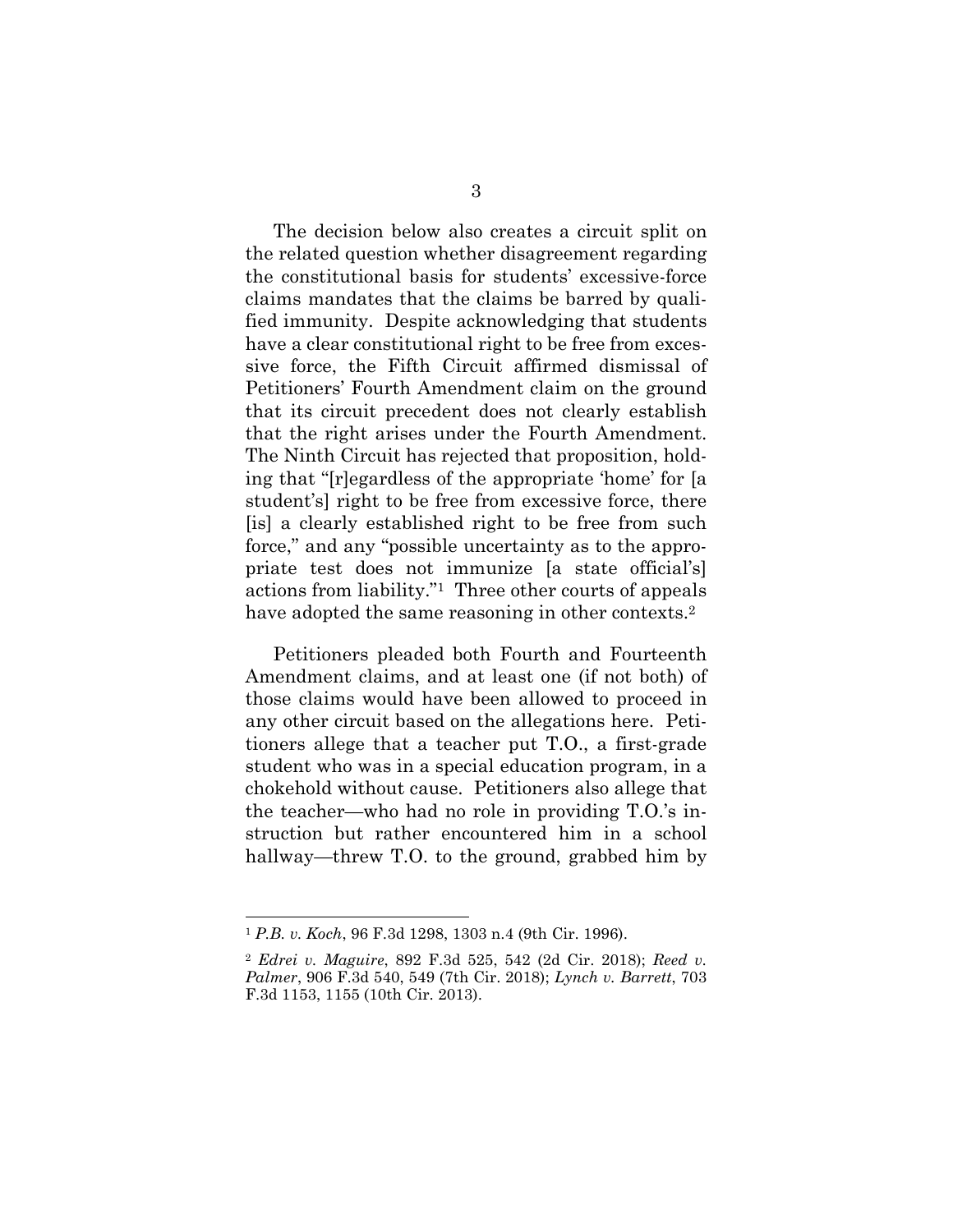The decision below also creates a circuit split on the related question whether disagreement regarding the constitutional basis for students' excessive-force claims mandates that the claims be barred by qualified immunity. Despite acknowledging that students have a clear constitutional right to be free from excessive force, the Fifth Circuit affirmed dismissal of Petitioners' Fourth Amendment claim on the ground that its circuit precedent does not clearly establish that the right arises under the Fourth Amendment. The Ninth Circuit has rejected that proposition, holding that "[r]egardless of the appropriate 'home' for [a student's] right to be free from excessive force, there [is] a clearly established right to be free from such force," and any "possible uncertainty as to the appropriate test does not immunize [a state official's] actions from liability."[1] Three other courts of appeals have adopted the same reasoning in other contexts.[2]

Petitioners pleaded both Fourth and Fourteenth Amendment claims, and at least one (if not both) of those claims would have been allowed to proceed in any other circuit based on the allegations here. Petitioners allege that a teacher put T.O., a first-grade student who was in a special education program, in a chokehold without cause. Petitioners also allege that the teacher—who had no role in providing T.O.'s instruction but rather encountered him in a school hallway—threw T.O. to the ground, grabbed him by

---

[1] *P.B. v. Koch*, 96 F.3d 1298, 1303 n.4 (9th Cir. 1996).

[2] *Edrei v. Maguire*, 892 F.3d 525, 542 (2d Cir. 2018); *Reed v. Palmer*, 906 F.3d 540, 549 (7th Cir. 2018); *Lynch v. Barrett*, 703 F.3d 1153, 1155 (10th Cir. 2013).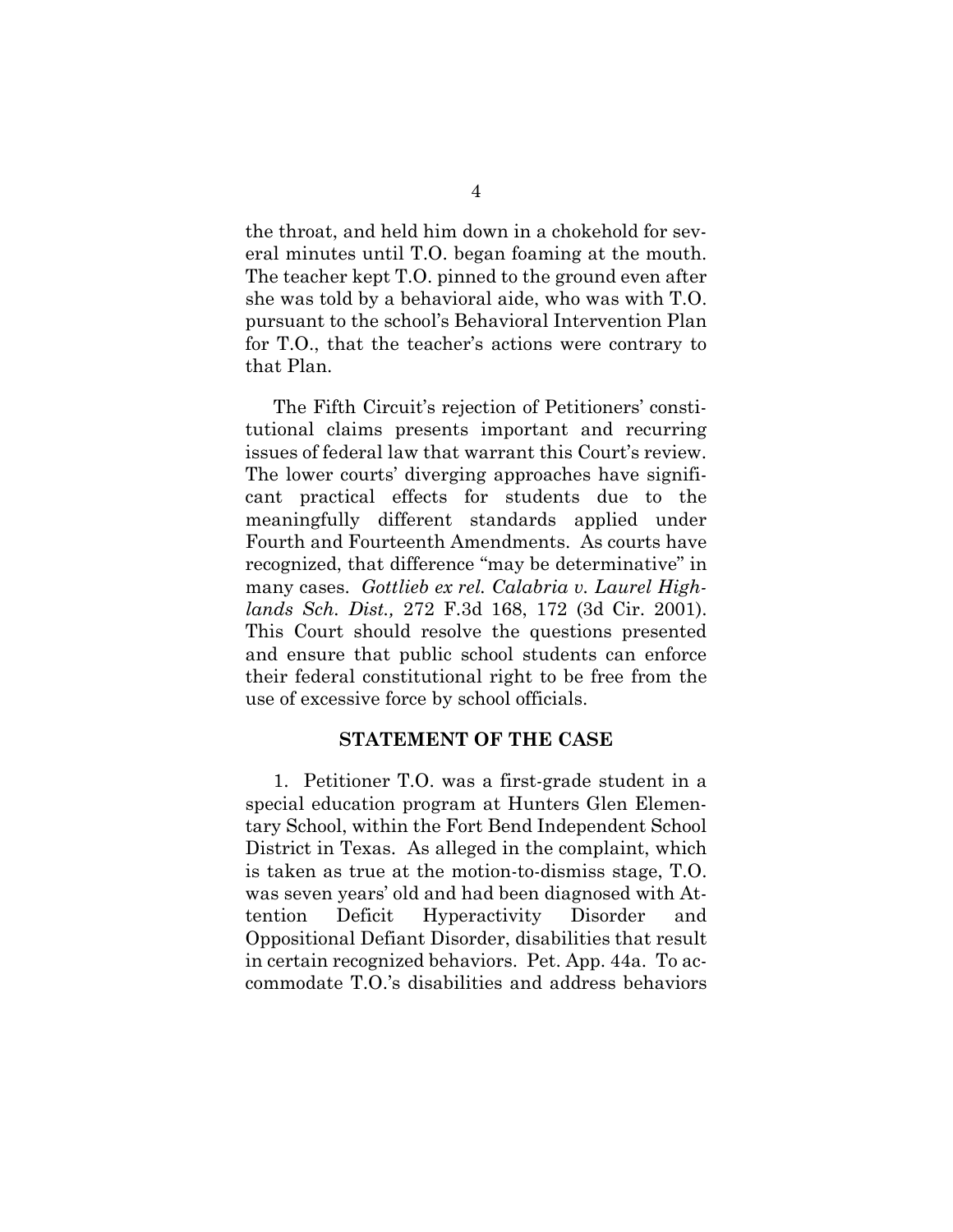the throat, and held him down in a chokehold for several minutes until T.O. began foaming at the mouth. The teacher kept T.O. pinned to the ground even after she was told by a behavioral aide, who was with T.O. pursuant to the school's Behavioral Intervention Plan for T.O., that the teacher's actions were contrary to that Plan.

The Fifth Circuit's rejection of Petitioners' constitutional claims presents important and recurring issues of federal law that warrant this Court's review. The lower courts' diverging approaches have significant practical effects for students due to the meaningfully different standards applied under Fourth and Fourteenth Amendments. As courts have recognized, that difference "may be determinative" in many cases. *Gottlieb ex rel. Calabria v. Laurel Highlands Sch. Dist.,* 272 F.3d 168, 172 (3d Cir. 2001). This Court should resolve the questions presented and ensure that public school students can enforce their federal constitutional right to be free from the use of excessive force by school officials.

## STATEMENT OF THE CASE

1. Petitioner T.O. was a first-grade student in a special education program at Hunters Glen Elementary School, within the Fort Bend Independent School District in Texas. As alleged in the complaint, which is taken as true at the motion-to-dismiss stage, T.O. was seven years' old and had been diagnosed with Attention Deficit Hyperactivity Disorder and Oppositional Defiant Disorder, disabilities that result in certain recognized behaviors. Pet. App. 44a. To accommodate T.O.'s disabilities and address behaviors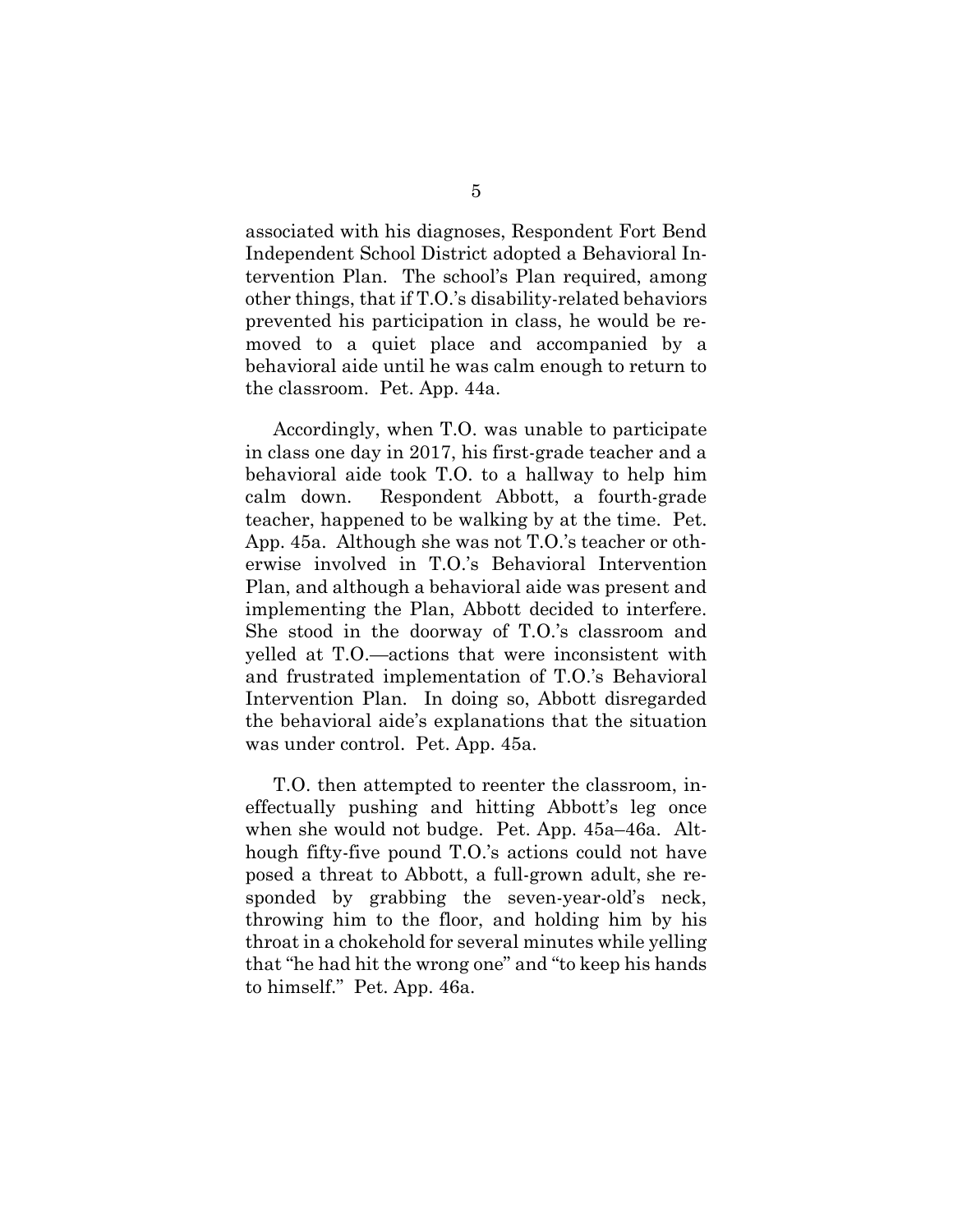associated with his diagnoses, Respondent Fort Bend Independent School District adopted a Behavioral Intervention Plan. The school's Plan required, among other things, that if T.O.'s disability-related behaviors prevented his participation in class, he would be removed to a quiet place and accompanied by a behavioral aide until he was calm enough to return to the classroom. Pet. App. 44a.

Accordingly, when T.O. was unable to participate in class one day in 2017, his first-grade teacher and a behavioral aide took T.O. to a hallway to help him calm down. Respondent Abbott, a fourth-grade teacher, happened to be walking by at the time. Pet. App. 45a. Although she was not T.O.'s teacher or otherwise involved in T.O.'s Behavioral Intervention Plan, and although a behavioral aide was present and implementing the Plan, Abbott decided to interfere. She stood in the doorway of T.O.'s classroom and yelled at T.O.—actions that were inconsistent with and frustrated implementation of T.O.'s Behavioral Intervention Plan. In doing so, Abbott disregarded the behavioral aide's explanations that the situation was under control. Pet. App. 45a.

T.O. then attempted to reenter the classroom, ineffectually pushing and hitting Abbott's leg once when she would not budge. Pet. App. 45a–46a. Although fifty-five pound T.O.'s actions could not have posed a threat to Abbott, a full-grown adult, she responded by grabbing the seven-year-old's neck, throwing him to the floor, and holding him by his throat in a chokehold for several minutes while yelling that "he had hit the wrong one" and "to keep his hands to himself." Pet. App. 46a.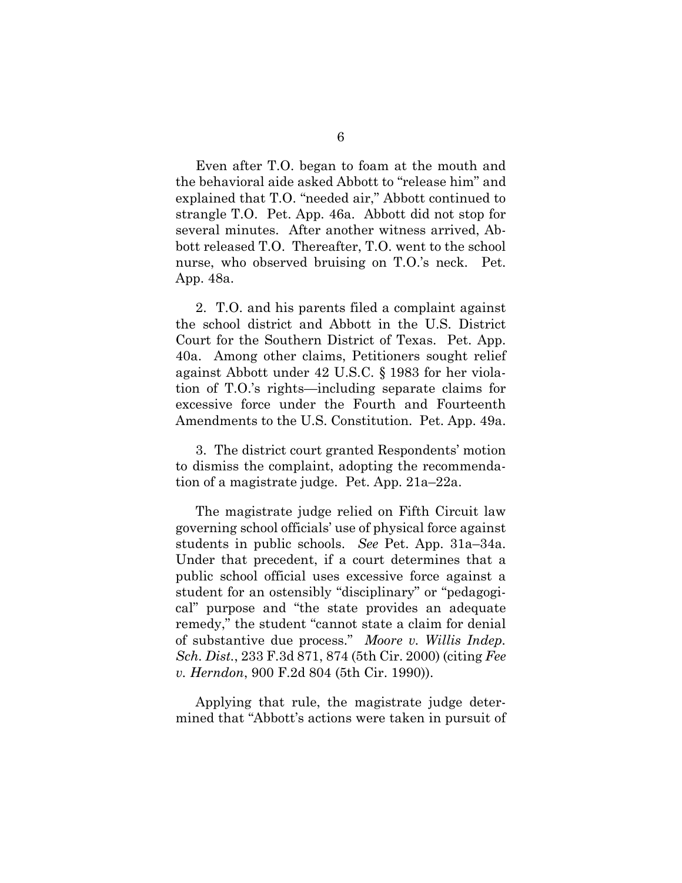Even after T.O. began to foam at the mouth and the behavioral aide asked Abbott to "release him" and explained that T.O. "needed air," Abbott continued to strangle T.O. Pet. App. 46a. Abbott did not stop for several minutes. After another witness arrived, Abbott released T.O. Thereafter, T.O. went to the school nurse, who observed bruising on T.O.'s neck. Pet. App. 48a.

2. T.O. and his parents filed a complaint against the school district and Abbott in the U.S. District Court for the Southern District of Texas. Pet. App. 40a. Among other claims, Petitioners sought relief against Abbott under 42 U.S.C. § 1983 for her violation of T.O.'s rights—including separate claims for excessive force under the Fourth and Fourteenth Amendments to the U.S. Constitution. Pet. App. 49a.

3. The district court granted Respondents' motion to dismiss the complaint, adopting the recommendation of a magistrate judge. Pet. App. 21a–22a.

The magistrate judge relied on Fifth Circuit law governing school officials' use of physical force against students in public schools. *See* Pet. App. 31a–34a. Under that precedent, if a court determines that a public school official uses excessive force against a student for an ostensibly "disciplinary" or "pedagogical" purpose and "the state provides an adequate remedy," the student "cannot state a claim for denial of substantive due process." *Moore v. Willis Indep. Sch. Dist.*, 233 F.3d 871, 874 (5th Cir. 2000) (citing *Fee v. Herndon*, 900 F.2d 804 (5th Cir. 1990)).

Applying that rule, the magistrate judge determined that "Abbott's actions were taken in pursuit of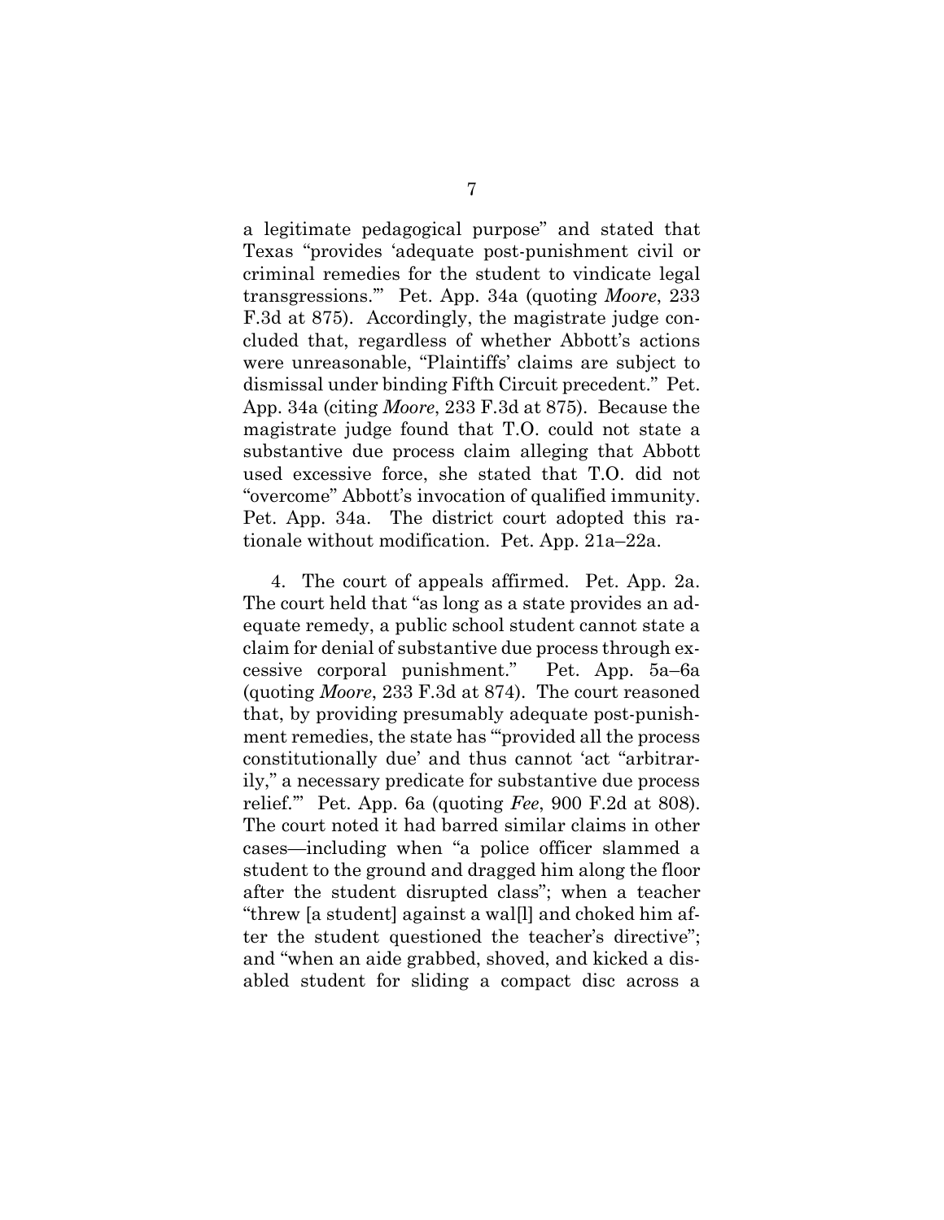a legitimate pedagogical purpose" and stated that Texas "provides 'adequate post-punishment civil or criminal remedies for the student to vindicate legal transgressions.'" Pet. App. 34a (quoting *Moore*, 233 F.3d at 875). Accordingly, the magistrate judge concluded that, regardless of whether Abbott's actions were unreasonable, "Plaintiffs' claims are subject to dismissal under binding Fifth Circuit precedent." Pet. App. 34a (citing *Moore*, 233 F.3d at 875). Because the magistrate judge found that T.O. could not state a substantive due process claim alleging that Abbott used excessive force, she stated that T.O. did not "overcome" Abbott's invocation of qualified immunity. Pet. App. 34a. The district court adopted this rationale without modification. Pet. App. 21a–22a.

4. The court of appeals affirmed. Pet. App. 2a. The court held that "as long as a state provides an adequate remedy, a public school student cannot state a claim for denial of substantive due process through excessive corporal punishment." Pet. App. 5a–6a (quoting *Moore*, 233 F.3d at 874). The court reasoned that, by providing presumably adequate post-punishment remedies, the state has "'provided all the process constitutionally due' and thus cannot 'act "arbitrarily," a necessary predicate for substantive due process relief.'" Pet. App. 6a (quoting *Fee*, 900 F.2d at 808). The court noted it had barred similar claims in other cases—including when "a police officer slammed a student to the ground and dragged him along the floor after the student disrupted class"; when a teacher "threw [a student] against a wal[l] and choked him after the student questioned the teacher's directive"; and "when an aide grabbed, shoved, and kicked a disabled student for sliding a compact disc across a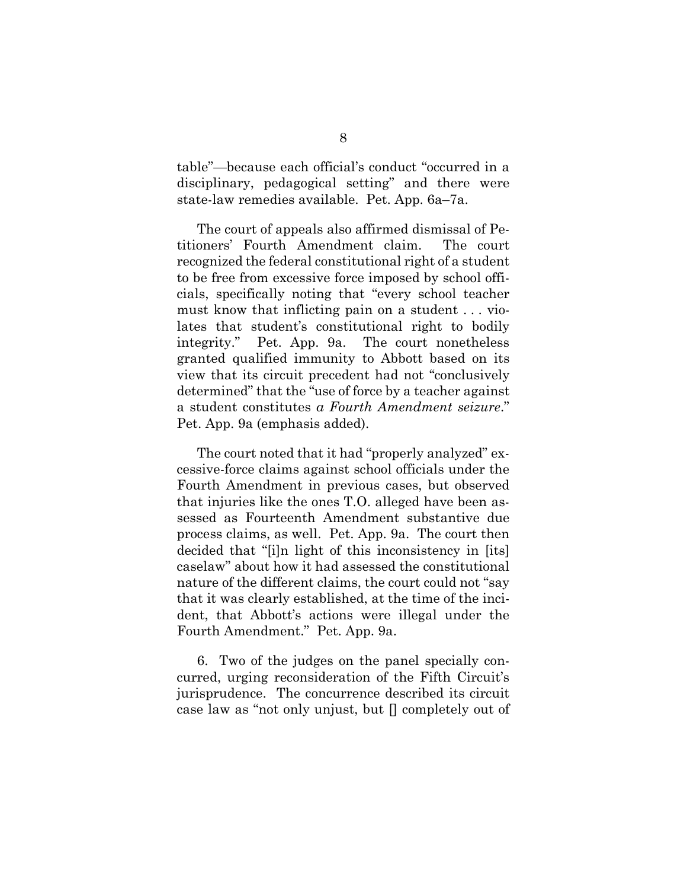table"—because each official's conduct "occurred in a disciplinary, pedagogical setting" and there were state-law remedies available. Pet. App. 6a–7a.

The court of appeals also affirmed dismissal of Petitioners' Fourth Amendment claim. The court recognized the federal constitutional right of a student to be free from excessive force imposed by school officials, specifically noting that "every school teacher must know that inflicting pain on a student . . . violates that student's constitutional right to bodily integrity." Pet. App. 9a. The court nonetheless granted qualified immunity to Abbott based on its view that its circuit precedent had not "conclusively determined" that the "use of force by a teacher against a student constitutes *a Fourth Amendment seizure*." Pet. App. 9a (emphasis added).

The court noted that it had "properly analyzed" excessive-force claims against school officials under the Fourth Amendment in previous cases, but observed that injuries like the ones T.O. alleged have been assessed as Fourteenth Amendment substantive due process claims, as well. Pet. App. 9a. The court then decided that "[i]n light of this inconsistency in [its] caselaw" about how it had assessed the constitutional nature of the different claims, the court could not "say that it was clearly established, at the time of the incident, that Abbott's actions were illegal under the Fourth Amendment." Pet. App. 9a.

6. Two of the judges on the panel specially concurred, urging reconsideration of the Fifth Circuit's jurisprudence. The concurrence described its circuit case law as "not only unjust, but [] completely out of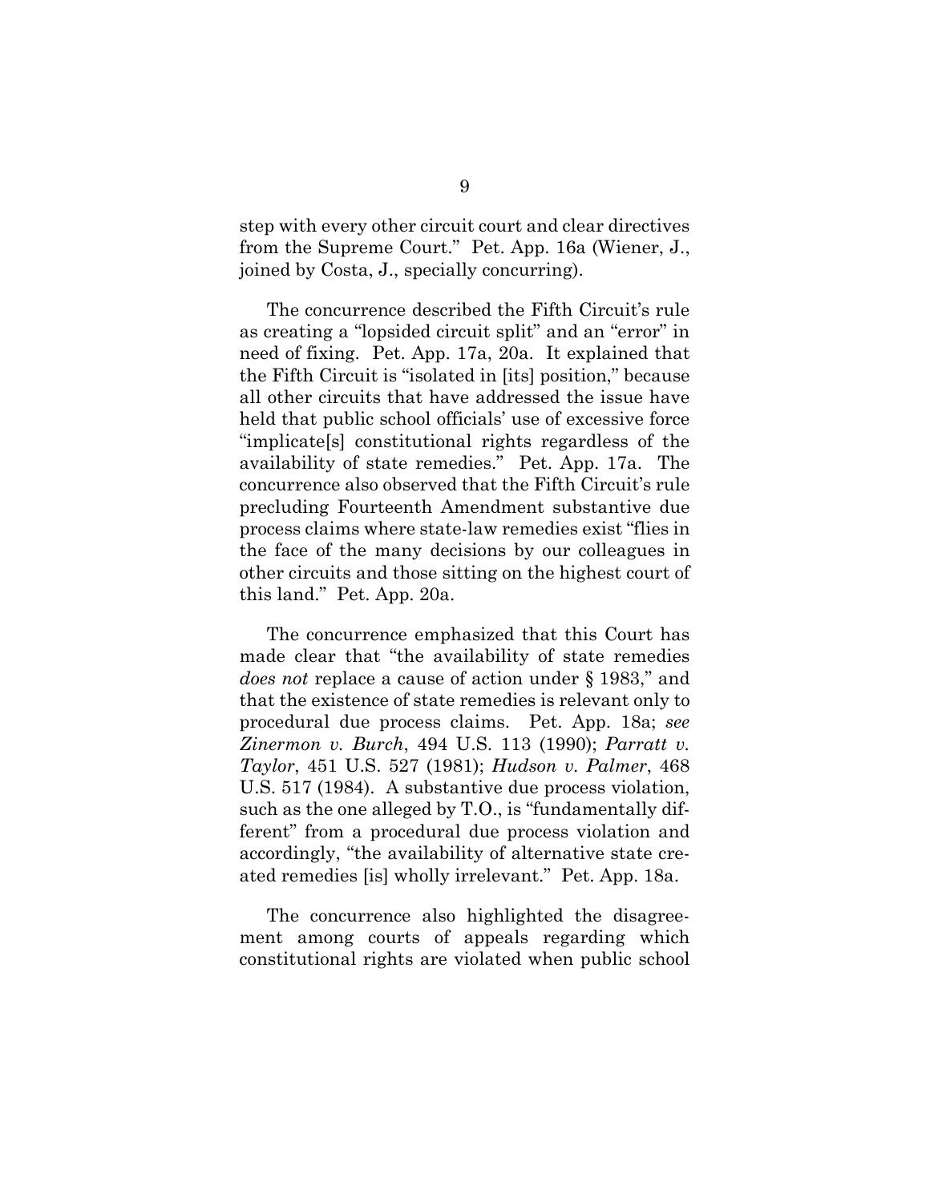step with every other circuit court and clear directives from the Supreme Court." Pet. App. 16a (Wiener, J., joined by Costa, J., specially concurring).

The concurrence described the Fifth Circuit's rule as creating a "lopsided circuit split" and an "error" in need of fixing. Pet. App. 17a, 20a. It explained that the Fifth Circuit is "isolated in [its] position," because all other circuits that have addressed the issue have held that public school officials' use of excessive force "implicate[s] constitutional rights regardless of the availability of state remedies." Pet. App. 17a. The concurrence also observed that the Fifth Circuit's rule precluding Fourteenth Amendment substantive due process claims where state-law remedies exist "flies in the face of the many decisions by our colleagues in other circuits and those sitting on the highest court of this land." Pet. App. 20a.

The concurrence emphasized that this Court has made clear that "the availability of state remedies *does not* replace a cause of action under § 1983," and that the existence of state remedies is relevant only to procedural due process claims. Pet. App. 18a; *see Zinermon v. Burch*, 494 U.S. 113 (1990); *Parratt v. Taylor*, 451 U.S. 527 (1981); *Hudson v. Palmer*, 468 U.S. 517 (1984). A substantive due process violation, such as the one alleged by T.O., is "fundamentally different" from a procedural due process violation and accordingly, "the availability of alternative state created remedies [is] wholly irrelevant." Pet. App. 18a.

The concurrence also highlighted the disagreement among courts of appeals regarding which constitutional rights are violated when public school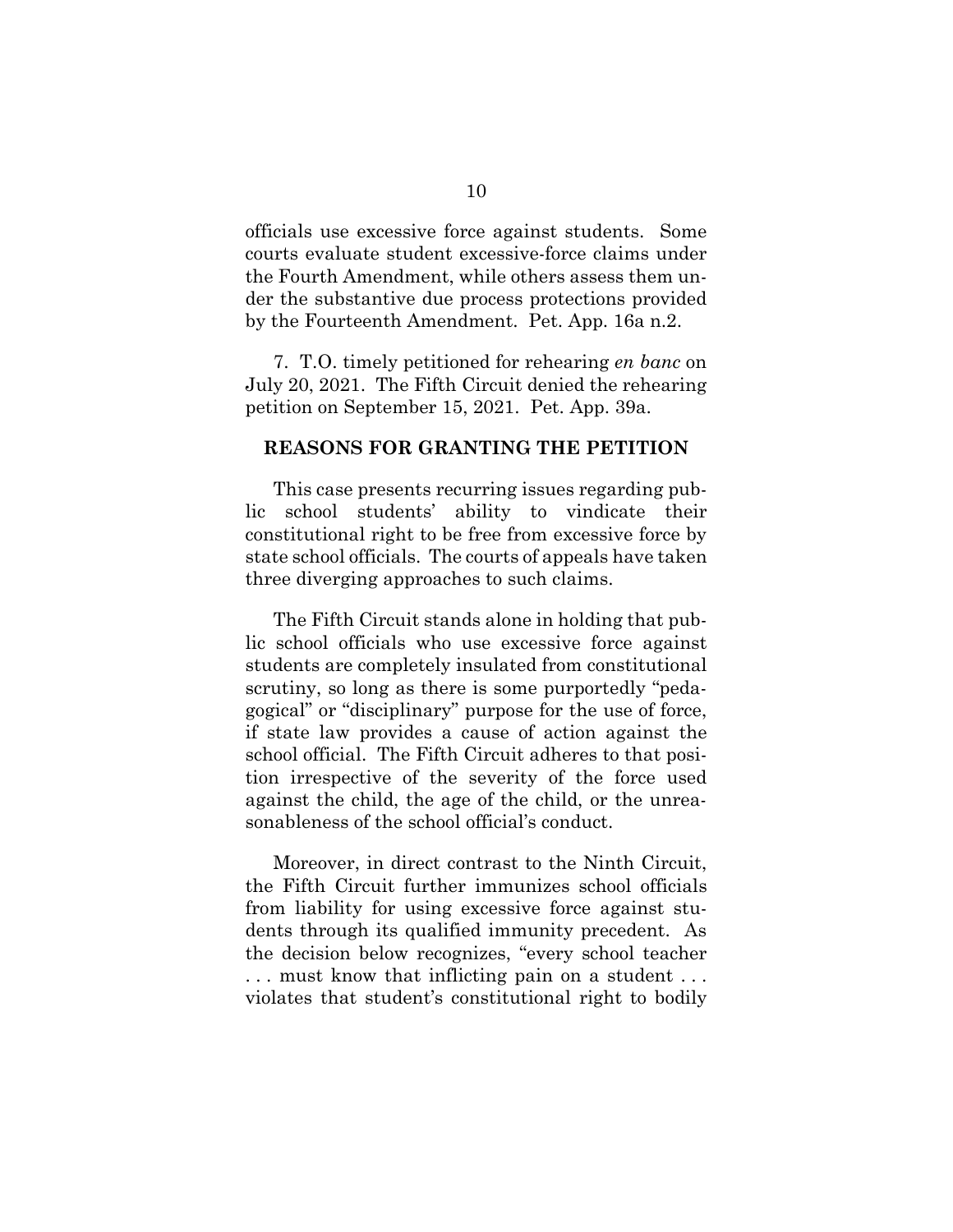officials use excessive force against students. Some courts evaluate student excessive-force claims under the Fourth Amendment, while others assess them under the substantive due process protections provided by the Fourteenth Amendment. Pet. App. 16a n.2.

7. T.O. timely petitioned for rehearing *en banc* on July 20, 2021. The Fifth Circuit denied the rehearing petition on September 15, 2021. Pet. App. 39a.

## REASONS FOR GRANTING THE PETITION

This case presents recurring issues regarding public school students' ability to vindicate their constitutional right to be free from excessive force by state school officials. The courts of appeals have taken three diverging approaches to such claims.

The Fifth Circuit stands alone in holding that public school officials who use excessive force against students are completely insulated from constitutional scrutiny, so long as there is some purportedly "pedagogical" or "disciplinary" purpose for the use of force, if state law provides a cause of action against the school official. The Fifth Circuit adheres to that position irrespective of the severity of the force used against the child, the age of the child, or the unreasonableness of the school official's conduct.

Moreover, in direct contrast to the Ninth Circuit, the Fifth Circuit further immunizes school officials from liability for using excessive force against students through its qualified immunity precedent. As the decision below recognizes, "every school teacher . . . must know that inflicting pain on a student . . . violates that student's constitutional right to bodily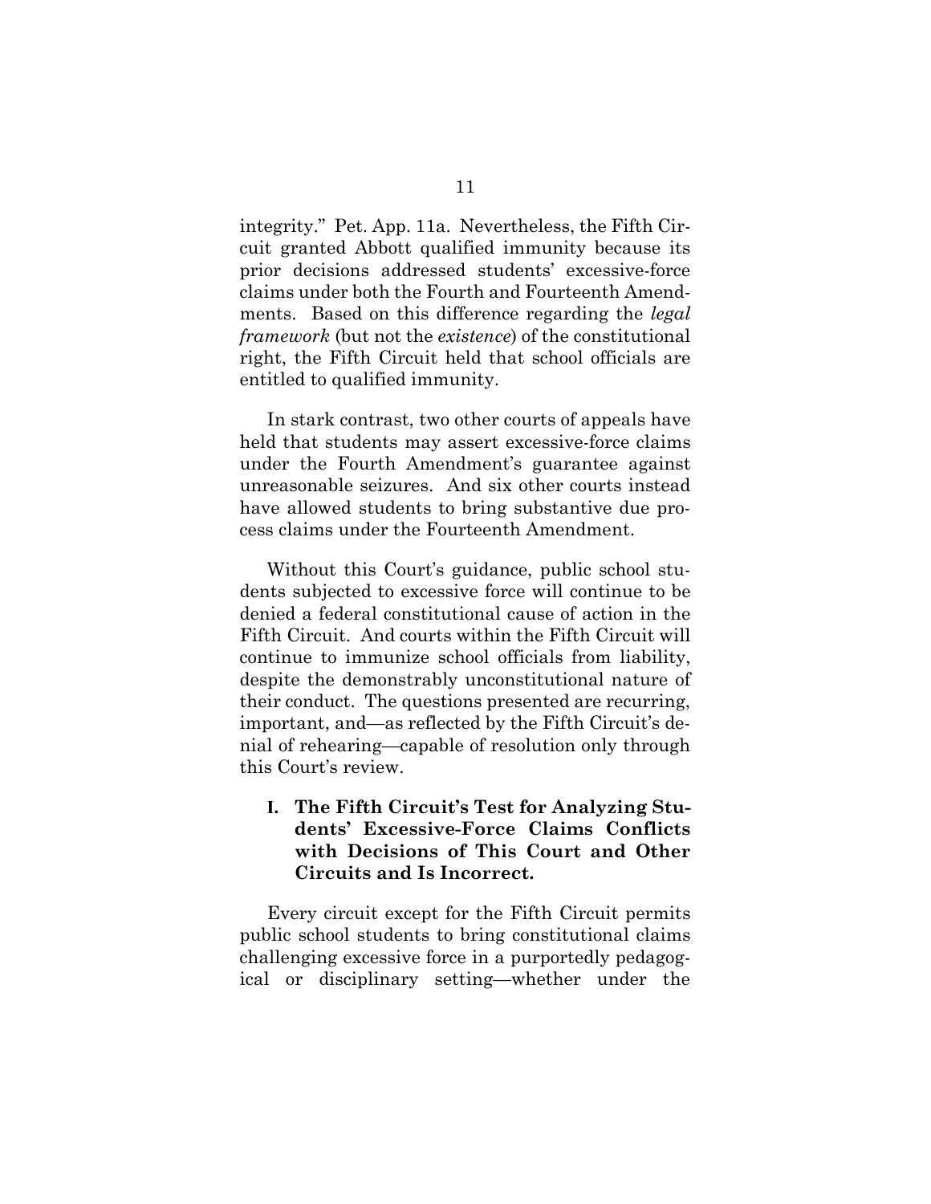integrity." Pet. App. 11a. Nevertheless, the Fifth Circuit granted Abbott qualified immunity because its prior decisions addressed students' excessive-force claims under both the Fourth and Fourteenth Amendments. Based on this difference regarding the *legal framework* (but not the *existence*) of the constitutional right, the Fifth Circuit held that school officials are entitled to qualified immunity.

In stark contrast, two other courts of appeals have held that students may assert excessive-force claims under the Fourth Amendment's guarantee against unreasonable seizures. And six other courts instead have allowed students to bring substantive due process claims under the Fourteenth Amendment.

Without this Court's guidance, public school students subjected to excessive force will continue to be denied a federal constitutional cause of action in the Fifth Circuit. And courts within the Fifth Circuit will continue to immunize school officials from liability, despite the demonstrably unconstitutional nature of their conduct. The questions presented are recurring, important, and—as reflected by the Fifth Circuit's denial of rehearing—capable of resolution only through this Court's review.

## I. The Fifth Circuit's Test for Analyzing Students' Excessive-Force Claims Conflicts with Decisions of This Court and Other Circuits and Is Incorrect.

Every circuit except for the Fifth Circuit permits public school students to bring constitutional claims challenging excessive force in a purportedly pedagogical or disciplinary setting—whether under the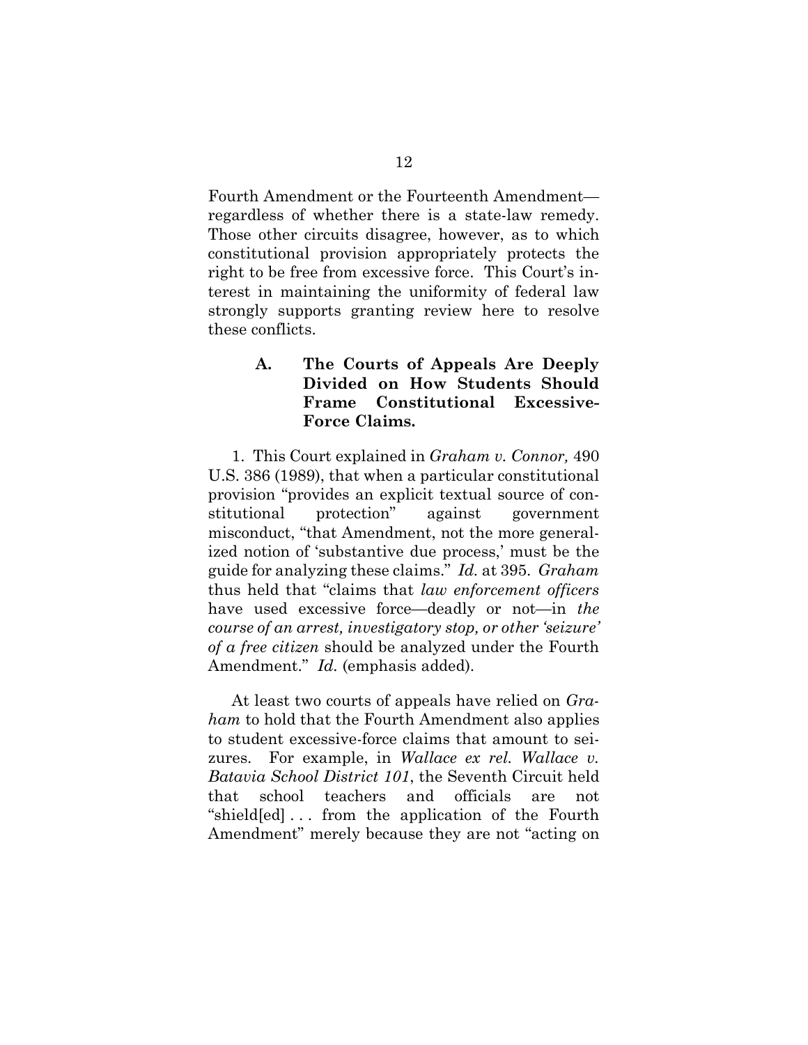Fourth Amendment or the Fourteenth Amendment—regardless of whether there is a state-law remedy. Those other circuits disagree, however, as to which constitutional provision appropriately protects the right to be free from excessive force. This Court's interest in maintaining the uniformity of federal law strongly supports granting review here to resolve these conflicts.

### A. The Courts of Appeals Are Deeply Divided on How Students Should Frame Constitutional Excessive-Force Claims.

1. This Court explained in *Graham v. Connor,* 490 U.S. 386 (1989), that when a particular constitutional provision "provides an explicit textual source of constitutional protection" against government misconduct, "that Amendment, not the more generalized notion of 'substantive due process,' must be the guide for analyzing these claims." *Id.* at 395. *Graham* thus held that "claims that *law enforcement officers* have used excessive force—deadly or not—in *the course of an arrest, investigatory stop, or other 'seizure' of a free citizen* should be analyzed under the Fourth Amendment." *Id.* (emphasis added).

At least two courts of appeals have relied on *Graham* to hold that the Fourth Amendment also applies to student excessive-force claims that amount to seizures. For example, in *Wallace ex rel. Wallace v. Batavia School District 101*, the Seventh Circuit held that school teachers and officials are not "shield[ed] . . . from the application of the Fourth Amendment" merely because they are not "acting on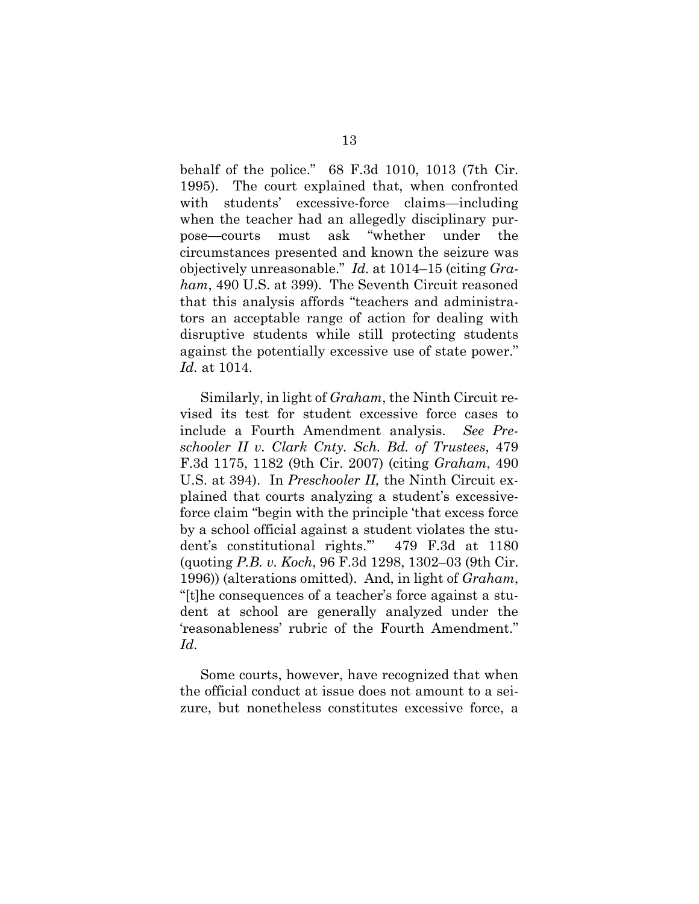behalf of the police." 68 F.3d 1010, 1013 (7th Cir. 1995). The court explained that, when confronted with students' excessive-force claims—including when the teacher had an allegedly disciplinary purpose—courts must ask "whether under the circumstances presented and known the seizure was objectively unreasonable." *Id.* at 1014–15 (citing *Graham*, 490 U.S. at 399). The Seventh Circuit reasoned that this analysis affords "teachers and administrators an acceptable range of action for dealing with disruptive students while still protecting students against the potentially excessive use of state power." *Id.* at 1014.

Similarly, in light of *Graham*, the Ninth Circuit revised its test for student excessive force cases to include a Fourth Amendment analysis. *See Preschooler II v. Clark Cnty. Sch. Bd. of Trustees*, 479 F.3d 1175, 1182 (9th Cir. 2007) (citing *Graham*, 490 U.S. at 394). In *Preschooler II,* the Ninth Circuit explained that courts analyzing a student's excessive-force claim "begin with the principle 'that excess force by a school official against a student violates the student's constitutional rights.'" 479 F.3d at 1180 (quoting *P.B. v. Koch*, 96 F.3d 1298, 1302–03 (9th Cir. 1996)) (alterations omitted). And, in light of *Graham*, "[t]he consequences of a teacher's force against a student at school are generally analyzed under the 'reasonableness' rubric of the Fourth Amendment." *Id.*

Some courts, however, have recognized that when the official conduct at issue does not amount to a seizure, but nonetheless constitutes excessive force, a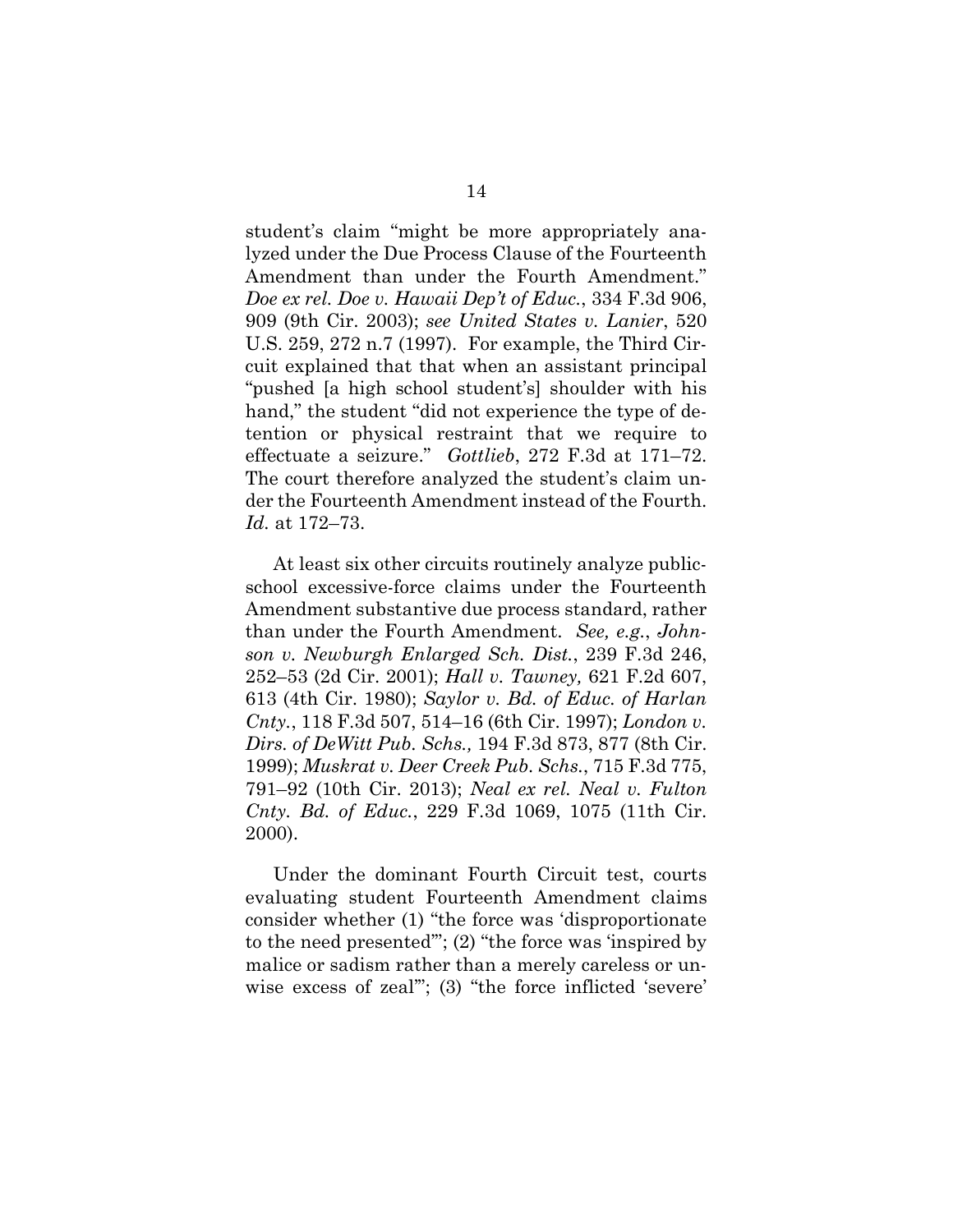student's claim "might be more appropriately analyzed under the Due Process Clause of the Fourteenth Amendment than under the Fourth Amendment." *Doe ex rel. Doe v. Hawaii Dep't of Educ.*, 334 F.3d 906, 909 (9th Cir. 2003); *see United States v. Lanier*, 520 U.S. 259, 272 n.7 (1997). For example, the Third Circuit explained that that when an assistant principal "pushed [a high school student's] shoulder with his hand," the student "did not experience the type of detention or physical restraint that we require to effectuate a seizure." *Gottlieb*, 272 F.3d at 171–72. The court therefore analyzed the student's claim under the Fourteenth Amendment instead of the Fourth. *Id.* at 172–73.

At least six other circuits routinely analyze public-school excessive-force claims under the Fourteenth Amendment substantive due process standard, rather than under the Fourth Amendment. *See, e.g.*, *Johnson v. Newburgh Enlarged Sch. Dist.*, 239 F.3d 246, 252–53 (2d Cir. 2001); *Hall v. Tawney,* 621 F.2d 607, 613 (4th Cir. 1980); *Saylor v. Bd. of Educ. of Harlan Cnty.*, 118 F.3d 507, 514–16 (6th Cir. 1997); *London v. Dirs. of DeWitt Pub. Schs.,* 194 F.3d 873, 877 (8th Cir. 1999); *Muskrat v. Deer Creek Pub. Schs.*, 715 F.3d 775, 791–92 (10th Cir. 2013); *Neal ex rel. Neal v. Fulton Cnty. Bd. of Educ.*, 229 F.3d 1069, 1075 (11th Cir. 2000).

Under the dominant Fourth Circuit test, courts evaluating student Fourteenth Amendment claims consider whether (1) "the force was 'disproportionate to the need presented'"; (2) "the force was 'inspired by malice or sadism rather than a merely careless or unwise excess of zeal'"; (3) "the force inflicted 'severe'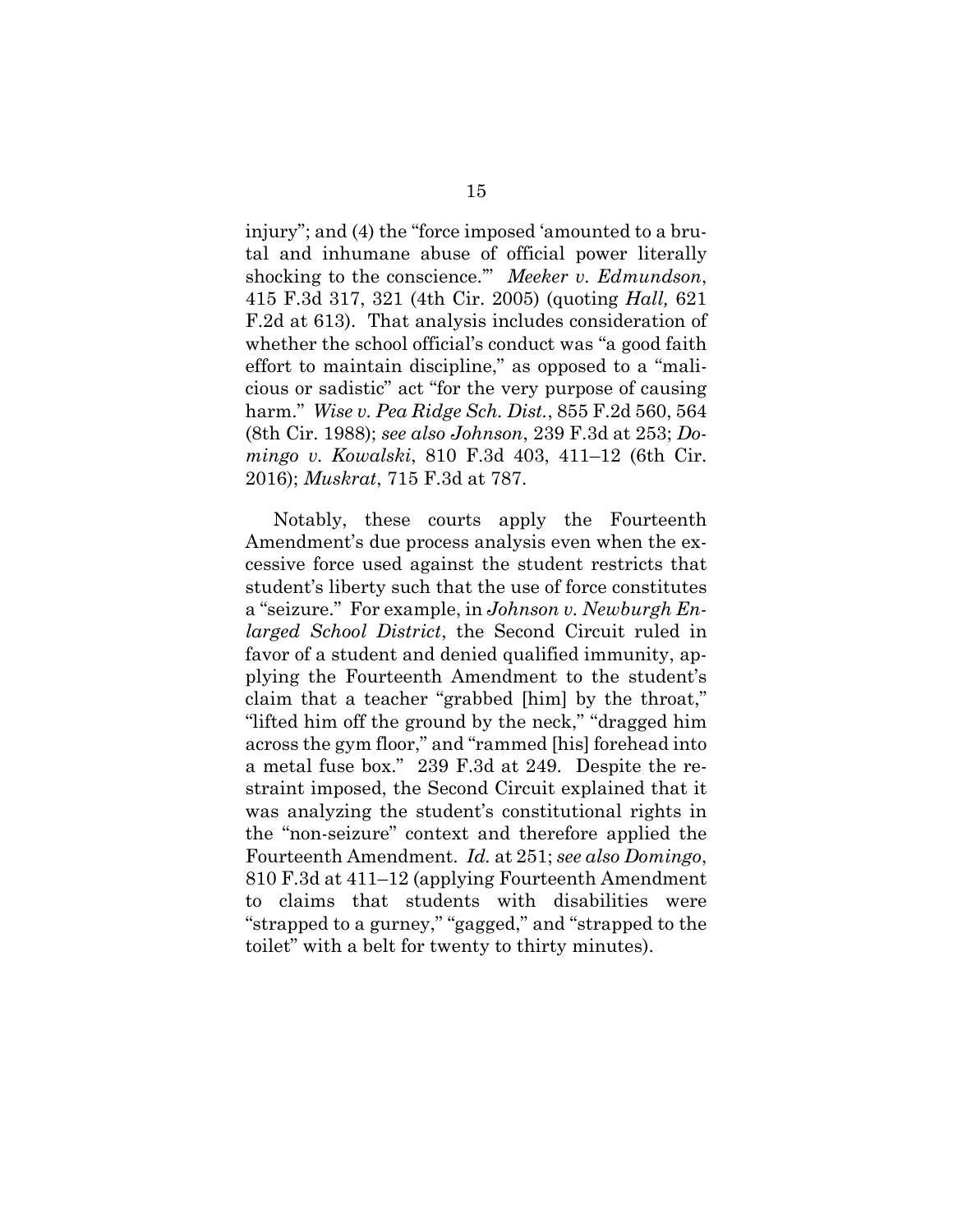injury"; and (4) the "force imposed 'amounted to a brutal and inhumane abuse of official power literally shocking to the conscience.'" *Meeker v. Edmundson*, 415 F.3d 317, 321 (4th Cir. 2005) (quoting *Hall,* 621 F.2d at 613). That analysis includes consideration of whether the school official's conduct was "a good faith effort to maintain discipline," as opposed to a "malicious or sadistic" act "for the very purpose of causing harm." *Wise v. Pea Ridge Sch. Dist.*, 855 F.2d 560, 564 (8th Cir. 1988); *see also Johnson*, 239 F.3d at 253; *Domingo v. Kowalski*, 810 F.3d 403, 411–12 (6th Cir. 2016); *Muskrat*, 715 F.3d at 787.

Notably, these courts apply the Fourteenth Amendment's due process analysis even when the excessive force used against the student restricts that student's liberty such that the use of force constitutes a "seizure." For example, in *Johnson v. Newburgh Enlarged School District*, the Second Circuit ruled in favor of a student and denied qualified immunity, applying the Fourteenth Amendment to the student's claim that a teacher "grabbed [him] by the throat," "lifted him off the ground by the neck," "dragged him across the gym floor," and "rammed [his] forehead into a metal fuse box." 239 F.3d at 249. Despite the restraint imposed, the Second Circuit explained that it was analyzing the student's constitutional rights in the "non-seizure" context and therefore applied the Fourteenth Amendment. *Id.* at 251; *see also Domingo*, 810 F.3d at 411–12 (applying Fourteenth Amendment to claims that students with disabilities were "strapped to a gurney," "gagged," and "strapped to the toilet" with a belt for twenty to thirty minutes).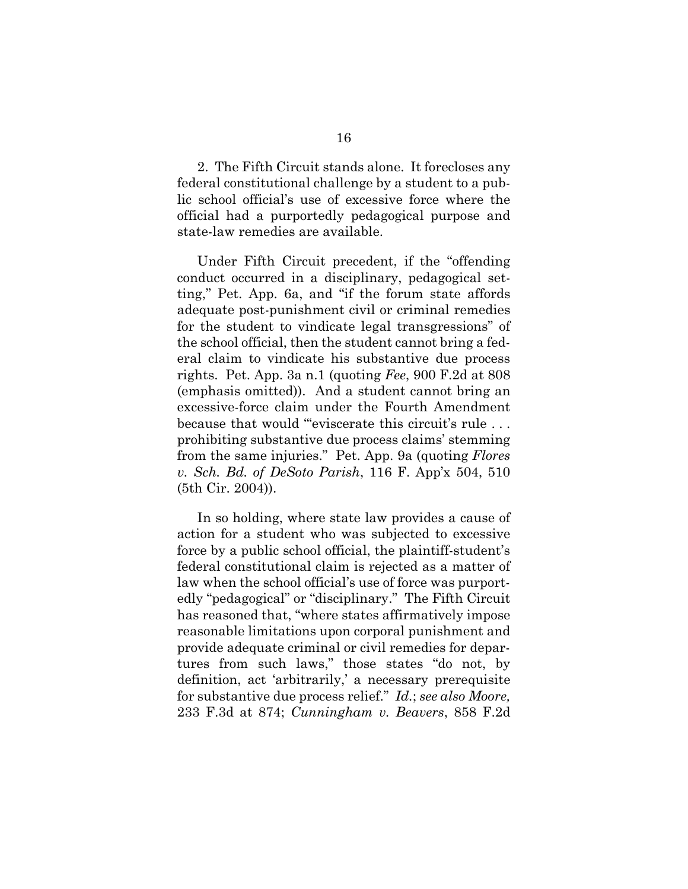2. The Fifth Circuit stands alone. It forecloses any federal constitutional challenge by a student to a public school official's use of excessive force where the official had a purportedly pedagogical purpose and state-law remedies are available.

Under Fifth Circuit precedent, if the "offending conduct occurred in a disciplinary, pedagogical setting," Pet. App. 6a, and "if the forum state affords adequate post-punishment civil or criminal remedies for the student to vindicate legal transgressions" of the school official, then the student cannot bring a federal claim to vindicate his substantive due process rights. Pet. App. 3a n.1 (quoting *Fee*, 900 F.2d at 808 (emphasis omitted)). And a student cannot bring an excessive-force claim under the Fourth Amendment because that would "'eviscerate this circuit's rule . . . prohibiting substantive due process claims' stemming from the same injuries." Pet. App. 9a (quoting *Flores v. Sch. Bd. of DeSoto Parish*, 116 F. App'x 504, 510 (5th Cir. 2004)).

In so holding, where state law provides a cause of action for a student who was subjected to excessive force by a public school official, the plaintiff-student's federal constitutional claim is rejected as a matter of law when the school official's use of force was purportedly "pedagogical" or "disciplinary." The Fifth Circuit has reasoned that, "where states affirmatively impose reasonable limitations upon corporal punishment and provide adequate criminal or civil remedies for departures from such laws," those states "do not, by definition, act 'arbitrarily,' a necessary prerequisite for substantive due process relief." *Id.*; *see also Moore,* 233 F.3d at 874; *Cunningham v. Beavers*, 858 F.2d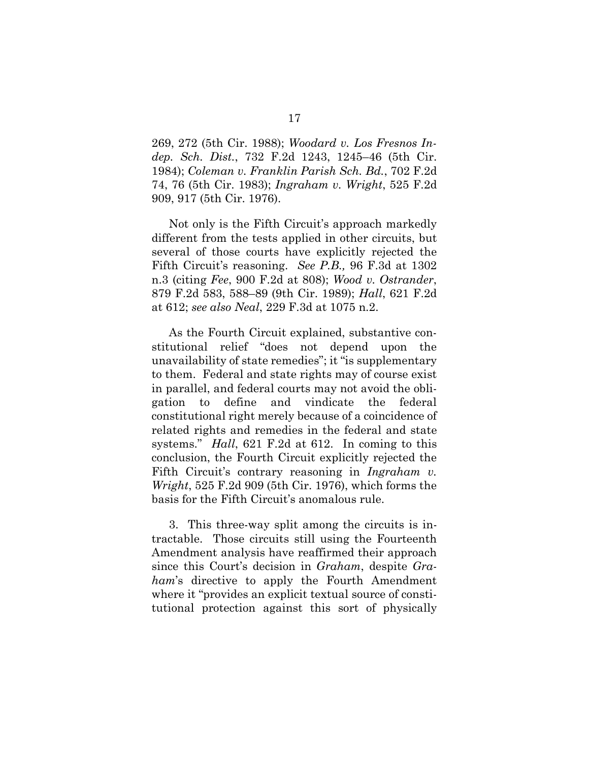269, 272 (5th Cir. 1988); *Woodard v. Los Fresnos Indep. Sch. Dist.*, 732 F.2d 1243, 1245–46 (5th Cir. 1984); *Coleman v. Franklin Parish Sch. Bd.*, 702 F.2d 74, 76 (5th Cir. 1983); *Ingraham v. Wright*, 525 F.2d 909, 917 (5th Cir. 1976).

Not only is the Fifth Circuit's approach markedly different from the tests applied in other circuits, but several of those courts have explicitly rejected the Fifth Circuit's reasoning. *See P.B.,* 96 F.3d at 1302 n.3 (citing *Fee*, 900 F.2d at 808); *Wood v. Ostrander*, 879 F.2d 583, 588–89 (9th Cir. 1989); *Hall*, 621 F.2d at 612; *see also Neal*, 229 F.3d at 1075 n.2.

As the Fourth Circuit explained, substantive constitutional relief "does not depend upon the unavailability of state remedies"; it "is supplementary to them. Federal and state rights may of course exist in parallel, and federal courts may not avoid the obligation to define and vindicate the federal constitutional right merely because of a coincidence of related rights and remedies in the federal and state systems." *Hall*, 621 F.2d at 612. In coming to this conclusion, the Fourth Circuit explicitly rejected the Fifth Circuit's contrary reasoning in *Ingraham v. Wright*, 525 F.2d 909 (5th Cir. 1976), which forms the basis for the Fifth Circuit's anomalous rule.

3. This three-way split among the circuits is intractable. Those circuits still using the Fourteenth Amendment analysis have reaffirmed their approach since this Court's decision in *Graham*, despite *Graham*'s directive to apply the Fourth Amendment where it "provides an explicit textual source of constitutional protection against this sort of physically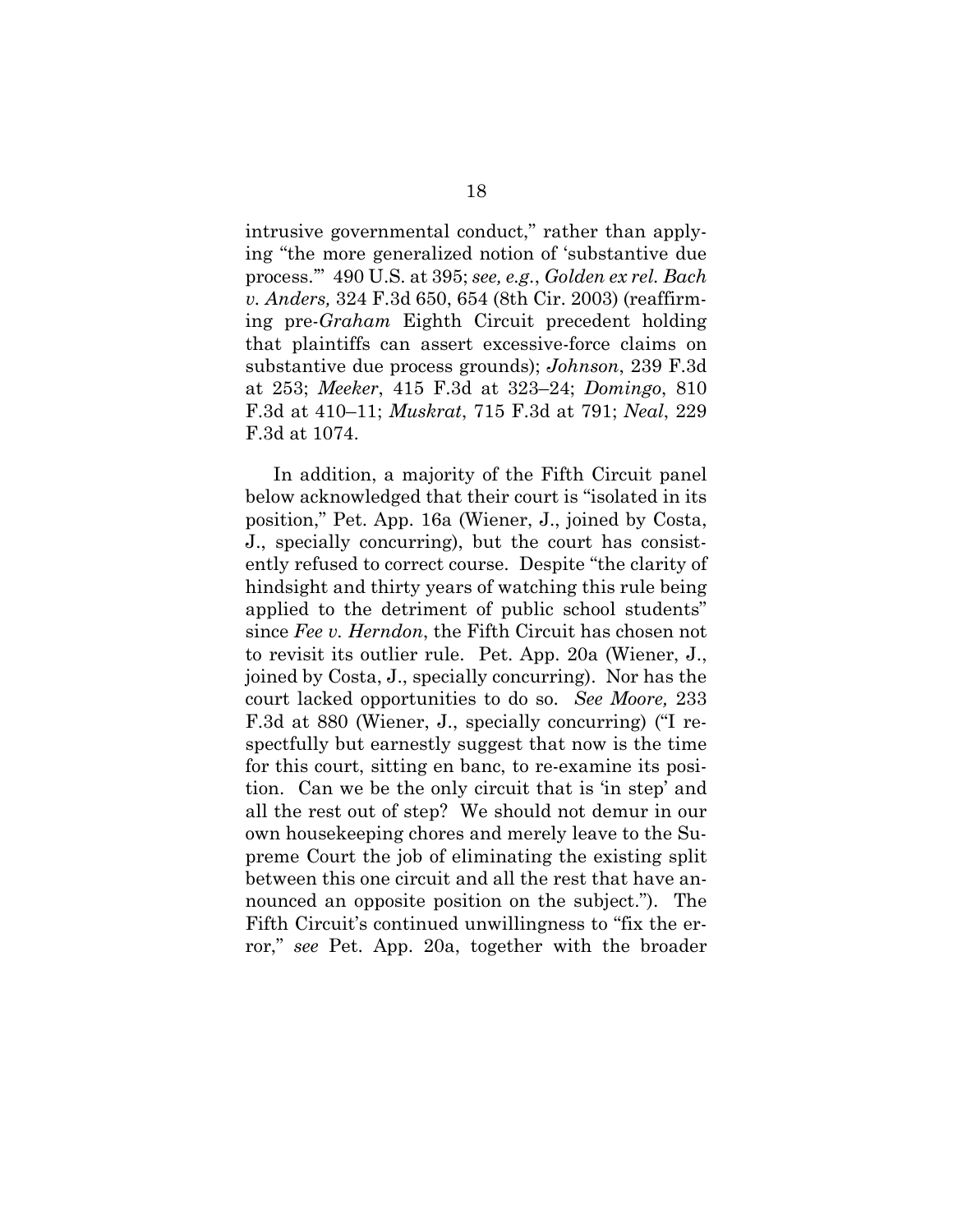intrusive governmental conduct," rather than applying "the more generalized notion of 'substantive due process.'" 490 U.S. at 395; *see, e.g.*, *Golden ex rel. Bach v. Anders,* 324 F.3d 650, 654 (8th Cir. 2003) (reaffirming pre-*Graham* Eighth Circuit precedent holding that plaintiffs can assert excessive-force claims on substantive due process grounds); *Johnson*, 239 F.3d at 253; *Meeker*, 415 F.3d at 323–24; *Domingo*, 810 F.3d at 410–11; *Muskrat*, 715 F.3d at 791; *Neal*, 229 F.3d at 1074.

In addition, a majority of the Fifth Circuit panel below acknowledged that their court is "isolated in its position," Pet. App. 16a (Wiener, J., joined by Costa, J., specially concurring), but the court has consistently refused to correct course. Despite "the clarity of hindsight and thirty years of watching this rule being applied to the detriment of public school students" since *Fee v. Herndon*, the Fifth Circuit has chosen not to revisit its outlier rule. Pet. App. 20a (Wiener, J., joined by Costa, J., specially concurring). Nor has the court lacked opportunities to do so. *See Moore,* 233 F.3d at 880 (Wiener, J., specially concurring) ("I respectfully but earnestly suggest that now is the time for this court, sitting en banc, to re-examine its position. Can we be the only circuit that is 'in step' and all the rest out of step? We should not demur in our own housekeeping chores and merely leave to the Supreme Court the job of eliminating the existing split between this one circuit and all the rest that have announced an opposite position on the subject."). The Fifth Circuit's continued unwillingness to "fix the error," *see* Pet. App. 20a, together with the broader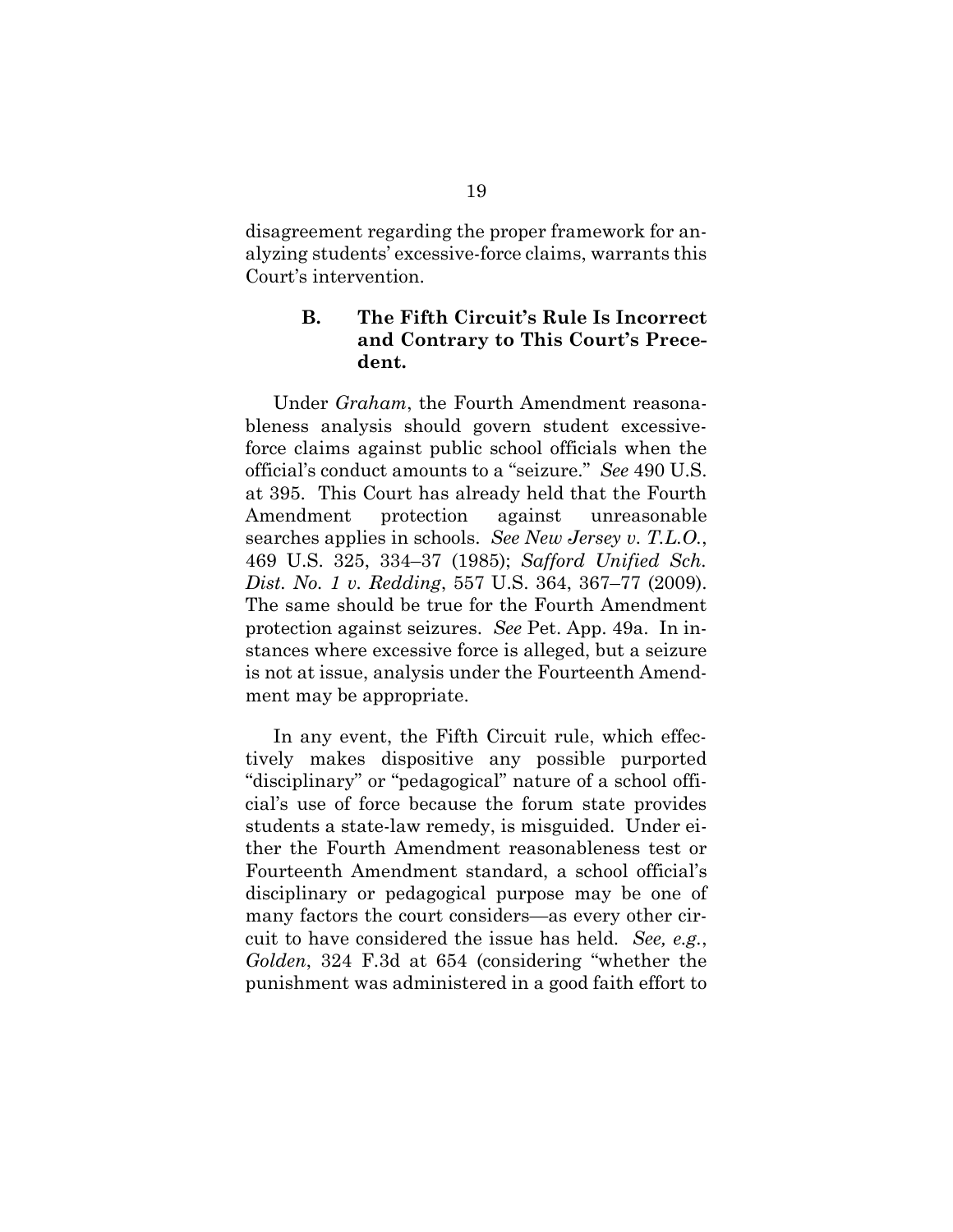disagreement regarding the proper framework for analyzing students' excessive-force claims, warrants this Court's intervention.

### B. The Fifth Circuit's Rule Is Incorrect and Contrary to This Court's Precedent.

Under *Graham*, the Fourth Amendment reasonableness analysis should govern student excessive-force claims against public school officials when the official's conduct amounts to a "seizure." *See* 490 U.S. at 395. This Court has already held that the Fourth Amendment protection against unreasonable searches applies in schools. *See New Jersey v. T.L.O.*, 469 U.S. 325, 334–37 (1985); *Safford Unified Sch. Dist. No. 1 v. Redding*, 557 U.S. 364, 367–77 (2009). The same should be true for the Fourth Amendment protection against seizures. *See* Pet. App. 49a. In instances where excessive force is alleged, but a seizure is not at issue, analysis under the Fourteenth Amendment may be appropriate.

In any event, the Fifth Circuit rule, which effectively makes dispositive any possible purported "disciplinary" or "pedagogical" nature of a school official's use of force because the forum state provides students a state-law remedy, is misguided. Under either the Fourth Amendment reasonableness test or Fourteenth Amendment standard, a school official's disciplinary or pedagogical purpose may be one of many factors the court considers—as every other circuit to have considered the issue has held. *See, e.g.*, *Golden*, 324 F.3d at 654 (considering "whether the punishment was administered in a good faith effort to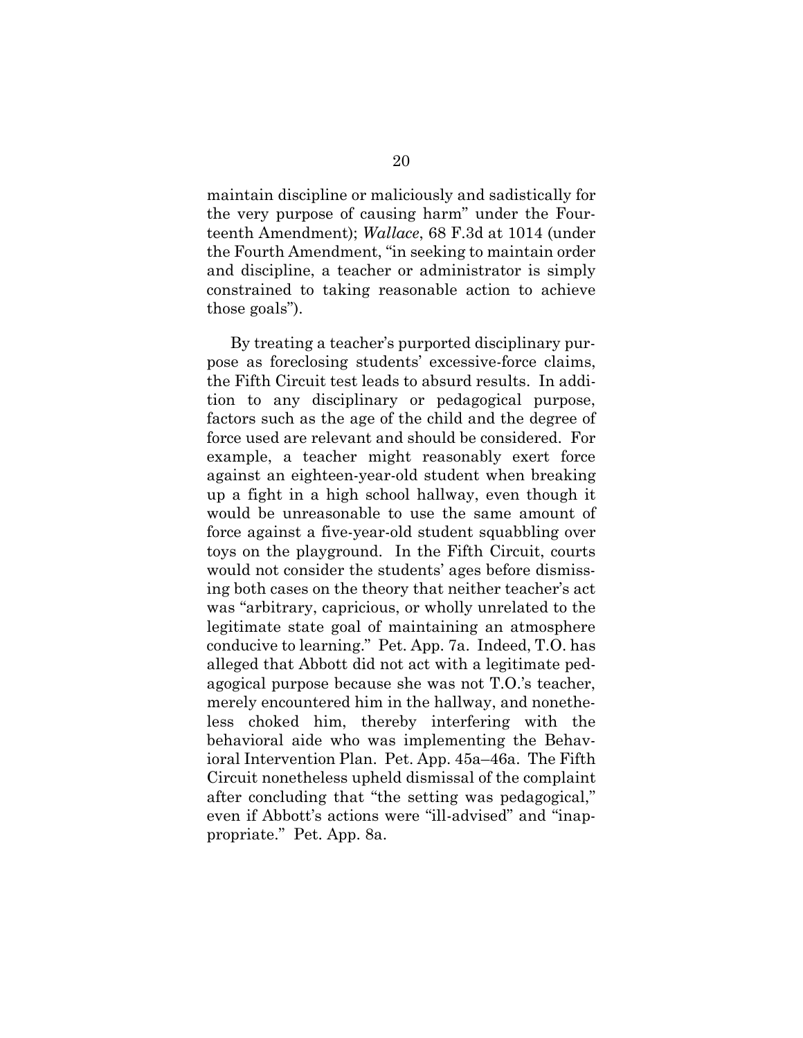maintain discipline or maliciously and sadistically for the very purpose of causing harm" under the Fourteenth Amendment); *Wallace*, 68 F.3d at 1014 (under the Fourth Amendment, "in seeking to maintain order and discipline, a teacher or administrator is simply constrained to taking reasonable action to achieve those goals").

By treating a teacher's purported disciplinary purpose as foreclosing students' excessive-force claims, the Fifth Circuit test leads to absurd results. In addition to any disciplinary or pedagogical purpose, factors such as the age of the child and the degree of force used are relevant and should be considered. For example, a teacher might reasonably exert force against an eighteen-year-old student when breaking up a fight in a high school hallway, even though it would be unreasonable to use the same amount of force against a five-year-old student squabbling over toys on the playground. In the Fifth Circuit, courts would not consider the students' ages before dismissing both cases on the theory that neither teacher's act was "arbitrary, capricious, or wholly unrelated to the legitimate state goal of maintaining an atmosphere conducive to learning." Pet. App. 7a. Indeed, T.O. has alleged that Abbott did not act with a legitimate pedagogical purpose because she was not T.O.'s teacher, merely encountered him in the hallway, and nonetheless choked him, thereby interfering with the behavioral aide who was implementing the Behavioral Intervention Plan. Pet. App. 45a–46a. The Fifth Circuit nonetheless upheld dismissal of the complaint after concluding that "the setting was pedagogical," even if Abbott's actions were "ill-advised" and "inappropriate." Pet. App. 8a.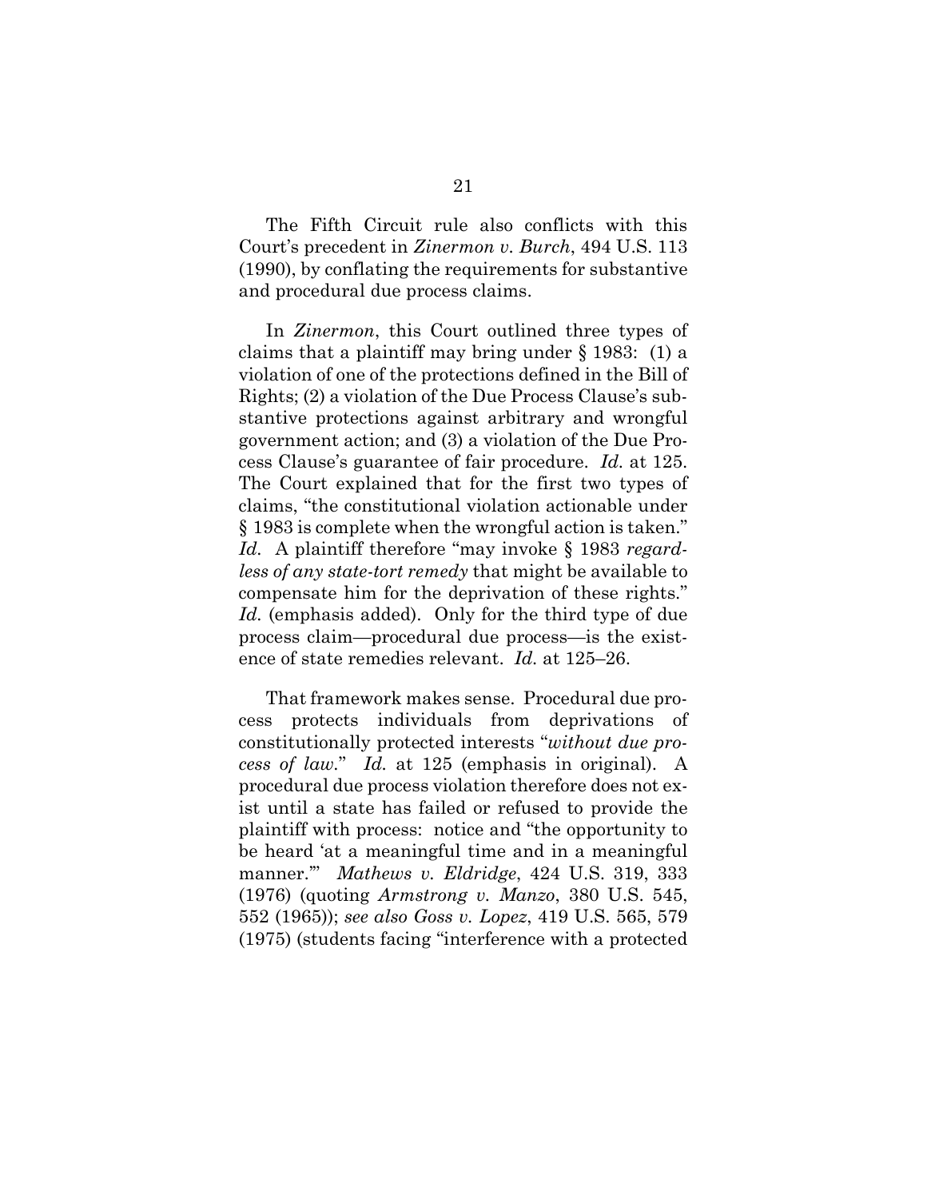The Fifth Circuit rule also conflicts with this Court's precedent in *Zinermon v. Burch*, 494 U.S. 113 (1990), by conflating the requirements for substantive and procedural due process claims.

In *Zinermon*, this Court outlined three types of claims that a plaintiff may bring under § 1983: (1) a violation of one of the protections defined in the Bill of Rights; (2) a violation of the Due Process Clause's substantive protections against arbitrary and wrongful government action; and (3) a violation of the Due Process Clause's guarantee of fair procedure. *Id.* at 125. The Court explained that for the first two types of claims, "the constitutional violation actionable under § 1983 is complete when the wrongful action is taken." *Id.* A plaintiff therefore "may invoke § 1983 *regardless of any state-tort remedy* that might be available to compensate him for the deprivation of these rights." *Id.* (emphasis added). Only for the third type of due process claim—procedural due process—is the existence of state remedies relevant. *Id.* at 125–26.

That framework makes sense. Procedural due process protects individuals from deprivations of constitutionally protected interests "*without due process of law*." *Id.* at 125 (emphasis in original). A procedural due process violation therefore does not exist until a state has failed or refused to provide the plaintiff with process: notice and "the opportunity to be heard 'at a meaningful time and in a meaningful manner.'" *Mathews v. Eldridge*, 424 U.S. 319, 333 (1976) (quoting *Armstrong v. Manzo*, 380 U.S. 545, 552 (1965)); *see also Goss v. Lopez*, 419 U.S. 565, 579 (1975) (students facing "interference with a protected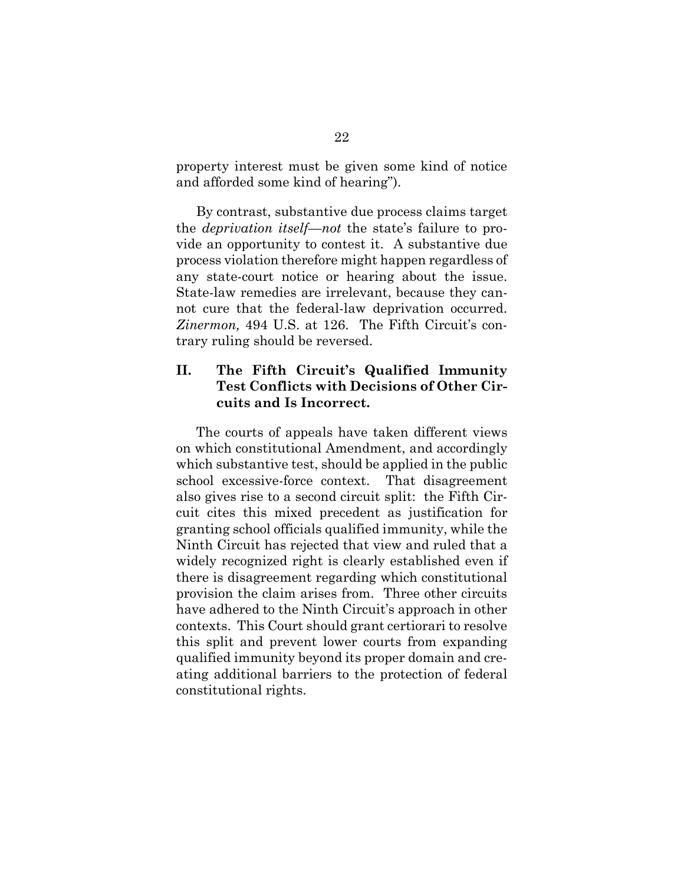property interest must be given some kind of notice and afforded some kind of hearing").

By contrast, substantive due process claims target the *deprivation itself*—*not* the state's failure to provide an opportunity to contest it. A substantive due process violation therefore might happen regardless of any state-court notice or hearing about the issue. State-law remedies are irrelevant, because they cannot cure that the federal-law deprivation occurred. *Zinermon,* 494 U.S. at 126. The Fifth Circuit's contrary ruling should be reversed.

## II. The Fifth Circuit's Qualified Immunity Test Conflicts with Decisions of Other Circuits and Is Incorrect.

The courts of appeals have taken different views on which constitutional Amendment, and accordingly which substantive test, should be applied in the public school excessive-force context. That disagreement also gives rise to a second circuit split: the Fifth Circuit cites this mixed precedent as justification for granting school officials qualified immunity, while the Ninth Circuit has rejected that view and ruled that a widely recognized right is clearly established even if there is disagreement regarding which constitutional provision the claim arises from. Three other circuits have adhered to the Ninth Circuit's approach in other contexts. This Court should grant certiorari to resolve this split and prevent lower courts from expanding qualified immunity beyond its proper domain and creating additional barriers to the protection of federal constitutional rights.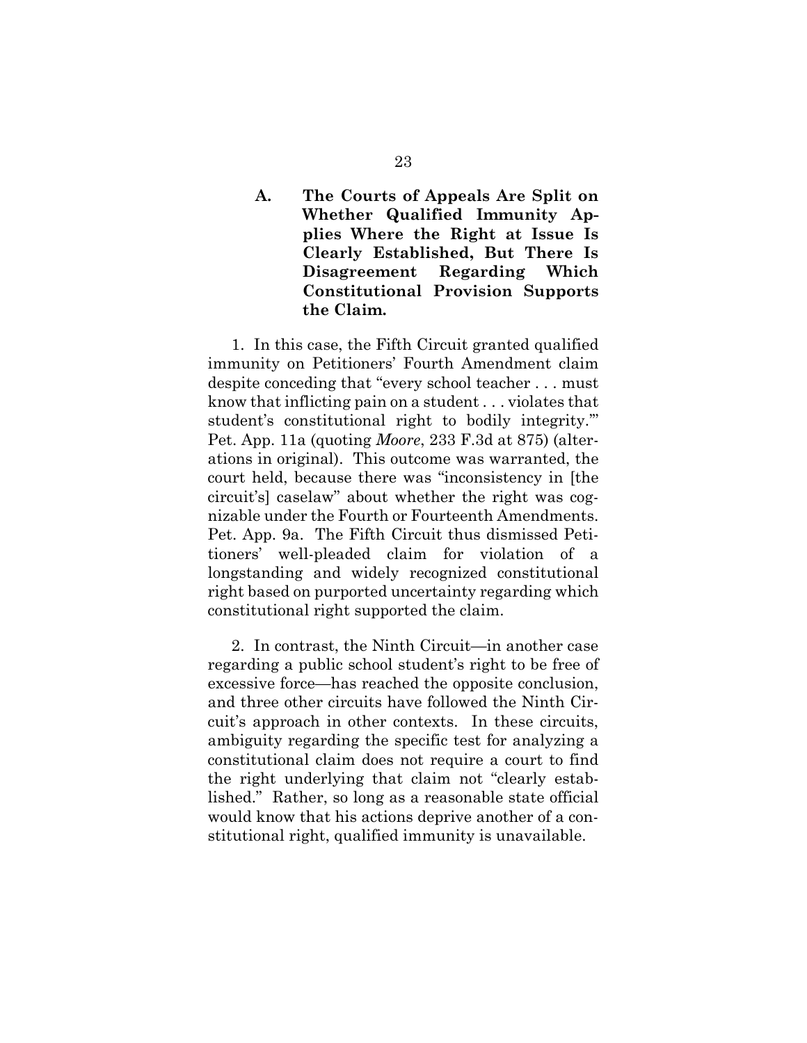### A. The Courts of Appeals Are Split on Whether Qualified Immunity Applies Where the Right at Issue Is Clearly Established, But There Is Disagreement Regarding Which Constitutional Provision Supports the Claim.

1. In this case, the Fifth Circuit granted qualified immunity on Petitioners' Fourth Amendment claim despite conceding that "every school teacher . . . must know that inflicting pain on a student . . . violates that student's constitutional right to bodily integrity.'" Pet. App. 11a (quoting *Moore*, 233 F.3d at 875) (alterations in original). This outcome was warranted, the court held, because there was "inconsistency in [the circuit's] caselaw" about whether the right was cognizable under the Fourth or Fourteenth Amendments. Pet. App. 9a. The Fifth Circuit thus dismissed Petitioners' well-pleaded claim for violation of a longstanding and widely recognized constitutional right based on purported uncertainty regarding which constitutional right supported the claim.

2. In contrast, the Ninth Circuit—in another case regarding a public school student's right to be free of excessive force—has reached the opposite conclusion, and three other circuits have followed the Ninth Circuit's approach in other contexts. In these circuits, ambiguity regarding the specific test for analyzing a constitutional claim does not require a court to find the right underlying that claim not "clearly established." Rather, so long as a reasonable state official would know that his actions deprive another of a constitutional right, qualified immunity is unavailable.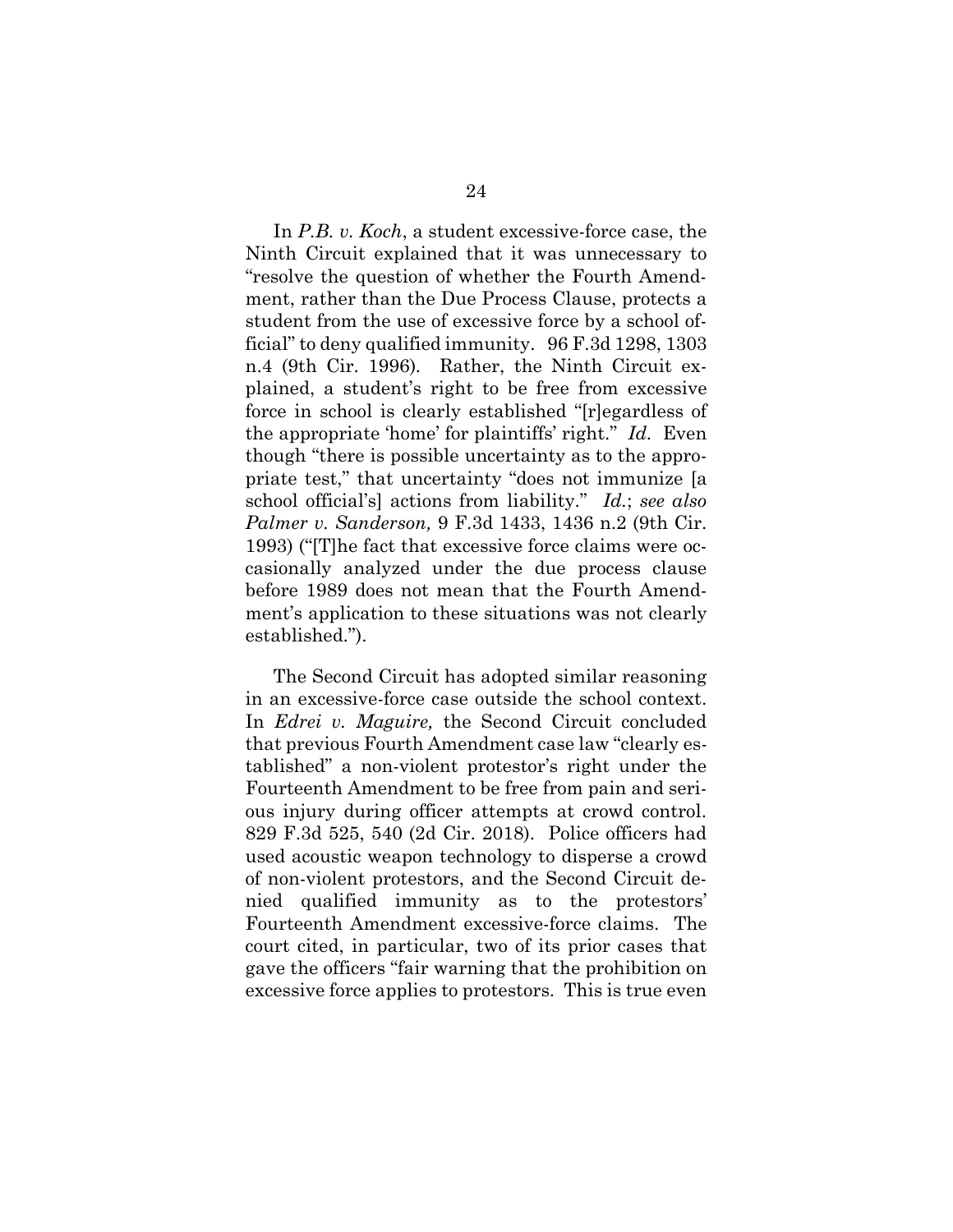In *P.B. v. Koch*, a student excessive-force case, the Ninth Circuit explained that it was unnecessary to "resolve the question of whether the Fourth Amendment, rather than the Due Process Clause, protects a student from the use of excessive force by a school official" to deny qualified immunity. 96 F.3d 1298, 1303 n.4 (9th Cir. 1996). Rather, the Ninth Circuit explained, a student's right to be free from excessive force in school is clearly established "[r]egardless of the appropriate 'home' for plaintiffs' right." *Id.* Even though "there is possible uncertainty as to the appropriate test," that uncertainty "does not immunize [a school official's] actions from liability." *Id.*; *see also Palmer v. Sanderson,* 9 F.3d 1433, 1436 n.2 (9th Cir. 1993) ("[T]he fact that excessive force claims were occasionally analyzed under the due process clause before 1989 does not mean that the Fourth Amendment's application to these situations was not clearly established.").

The Second Circuit has adopted similar reasoning in an excessive-force case outside the school context. In *Edrei v. Maguire,* the Second Circuit concluded that previous Fourth Amendment case law "clearly established" a non-violent protestor's right under the Fourteenth Amendment to be free from pain and serious injury during officer attempts at crowd control. 829 F.3d 525, 540 (2d Cir. 2018). Police officers had used acoustic weapon technology to disperse a crowd of non-violent protestors, and the Second Circuit denied qualified immunity as to the protestors' Fourteenth Amendment excessive-force claims. The court cited, in particular, two of its prior cases that gave the officers "fair warning that the prohibition on excessive force applies to protestors. This is true even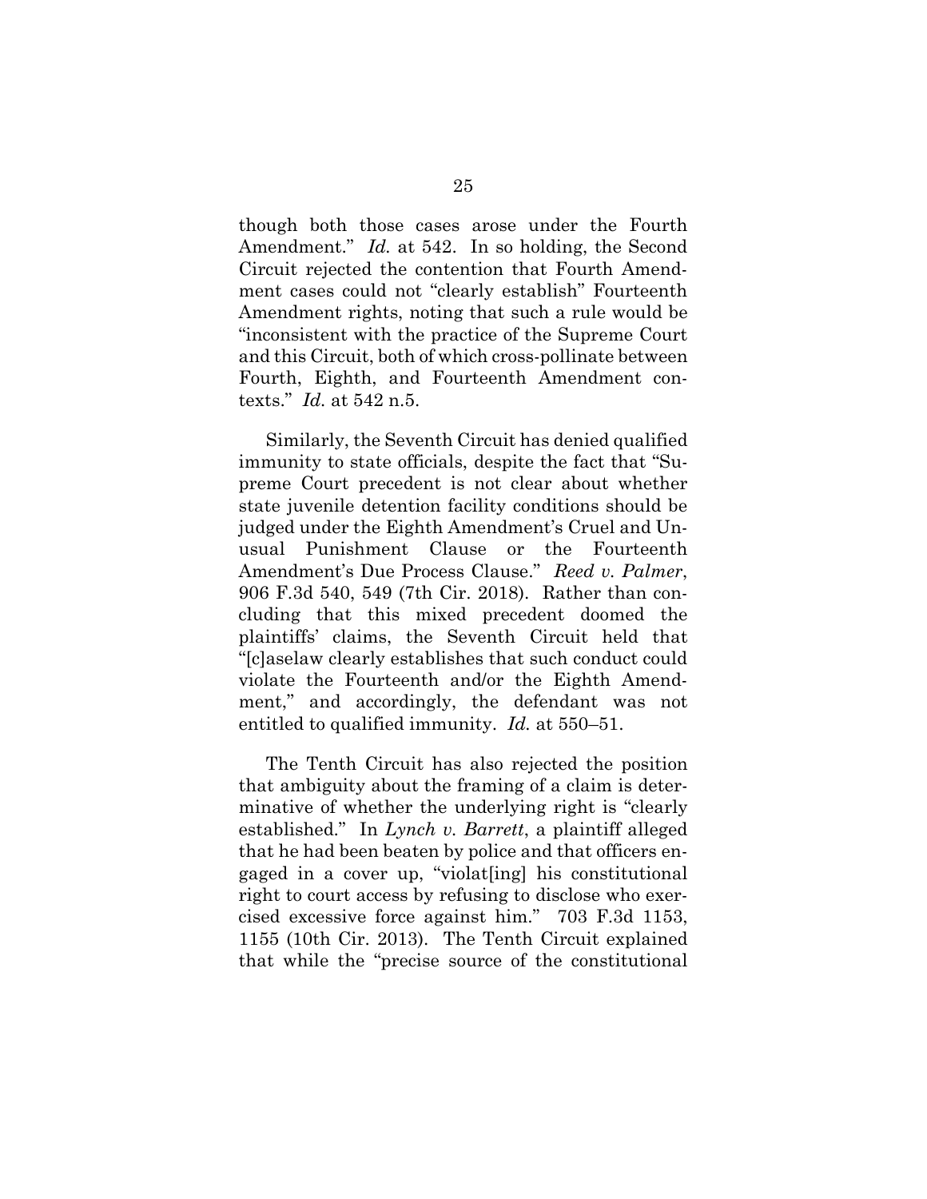though both those cases arose under the Fourth Amendment." *Id.* at 542. In so holding, the Second Circuit rejected the contention that Fourth Amendment cases could not "clearly establish" Fourteenth Amendment rights, noting that such a rule would be "inconsistent with the practice of the Supreme Court and this Circuit, both of which cross-pollinate between Fourth, Eighth, and Fourteenth Amendment contexts." *Id.* at 542 n.5.

Similarly, the Seventh Circuit has denied qualified immunity to state officials, despite the fact that "Supreme Court precedent is not clear about whether state juvenile detention facility conditions should be judged under the Eighth Amendment's Cruel and Unusual Punishment Clause or the Fourteenth Amendment's Due Process Clause." *Reed v. Palmer*, 906 F.3d 540, 549 (7th Cir. 2018). Rather than concluding that this mixed precedent doomed the plaintiffs' claims, the Seventh Circuit held that "[c]aselaw clearly establishes that such conduct could violate the Fourteenth and/or the Eighth Amendment," and accordingly, the defendant was not entitled to qualified immunity. *Id.* at 550–51.

The Tenth Circuit has also rejected the position that ambiguity about the framing of a claim is determinative of whether the underlying right is "clearly established." In *Lynch v. Barrett*, a plaintiff alleged that he had been beaten by police and that officers engaged in a cover up, "violat[ing] his constitutional right to court access by refusing to disclose who exercised excessive force against him." 703 F.3d 1153, 1155 (10th Cir. 2013). The Tenth Circuit explained that while the "precise source of the constitutional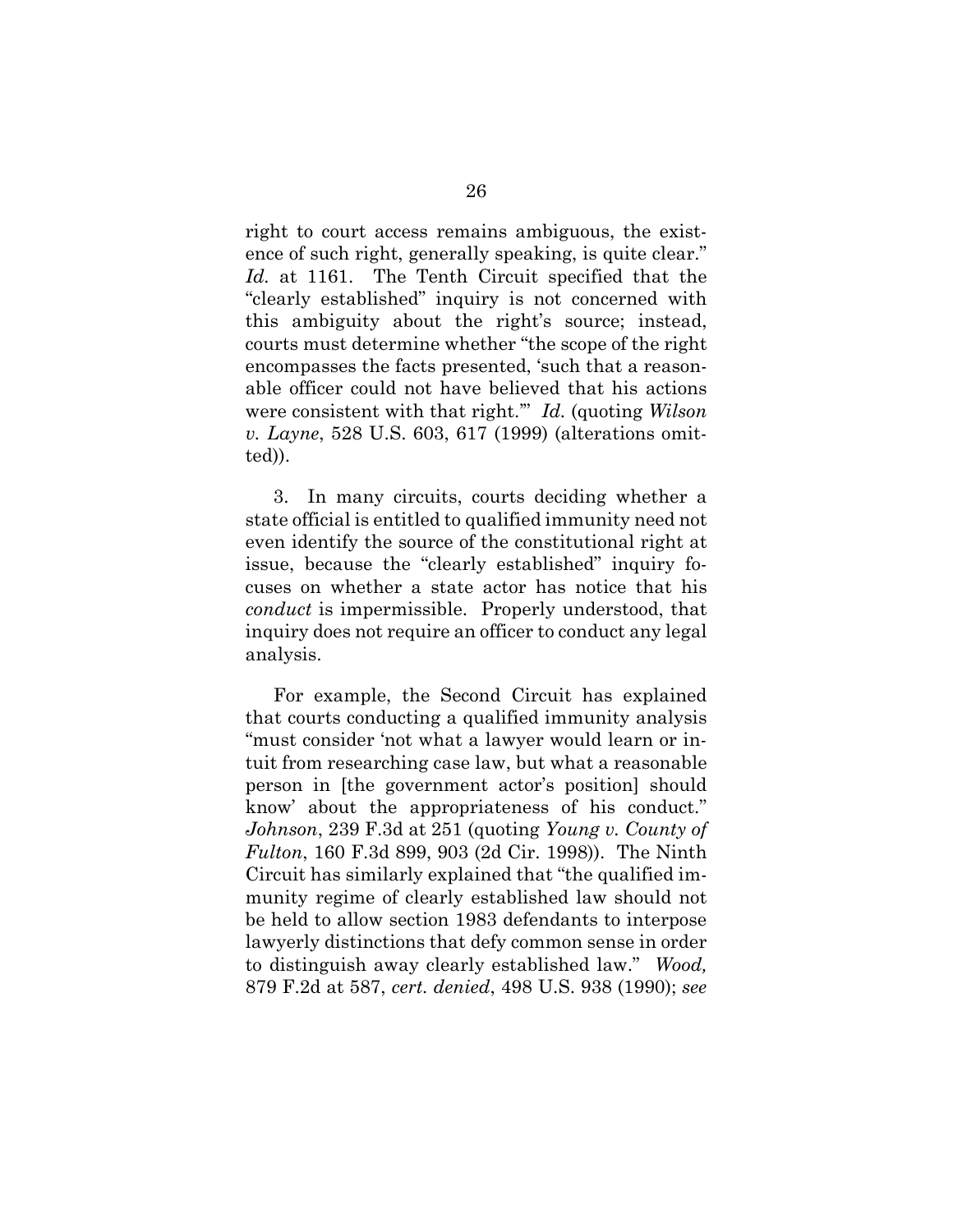right to court access remains ambiguous, the existence of such right, generally speaking, is quite clear." *Id.* at 1161. The Tenth Circuit specified that the "clearly established" inquiry is not concerned with this ambiguity about the right's source; instead, courts must determine whether "the scope of the right encompasses the facts presented, 'such that a reasonable officer could not have believed that his actions were consistent with that right.'" *Id.* (quoting *Wilson v. Layne*, 528 U.S. 603, 617 (1999) (alterations omitted)).

3. In many circuits, courts deciding whether a state official is entitled to qualified immunity need not even identify the source of the constitutional right at issue, because the "clearly established" inquiry focuses on whether a state actor has notice that his *conduct* is impermissible. Properly understood, that inquiry does not require an officer to conduct any legal analysis.

For example, the Second Circuit has explained that courts conducting a qualified immunity analysis "must consider 'not what a lawyer would learn or intuit from researching case law, but what a reasonable person in [the government actor's position] should know' about the appropriateness of his conduct." *Johnson*, 239 F.3d at 251 (quoting *Young v. County of Fulton*, 160 F.3d 899, 903 (2d Cir. 1998)). The Ninth Circuit has similarly explained that "the qualified immunity regime of clearly established law should not be held to allow section 1983 defendants to interpose lawyerly distinctions that defy common sense in order to distinguish away clearly established law." *Wood,* 879 F.2d at 587, *cert. denied*, 498 U.S. 938 (1990); *see*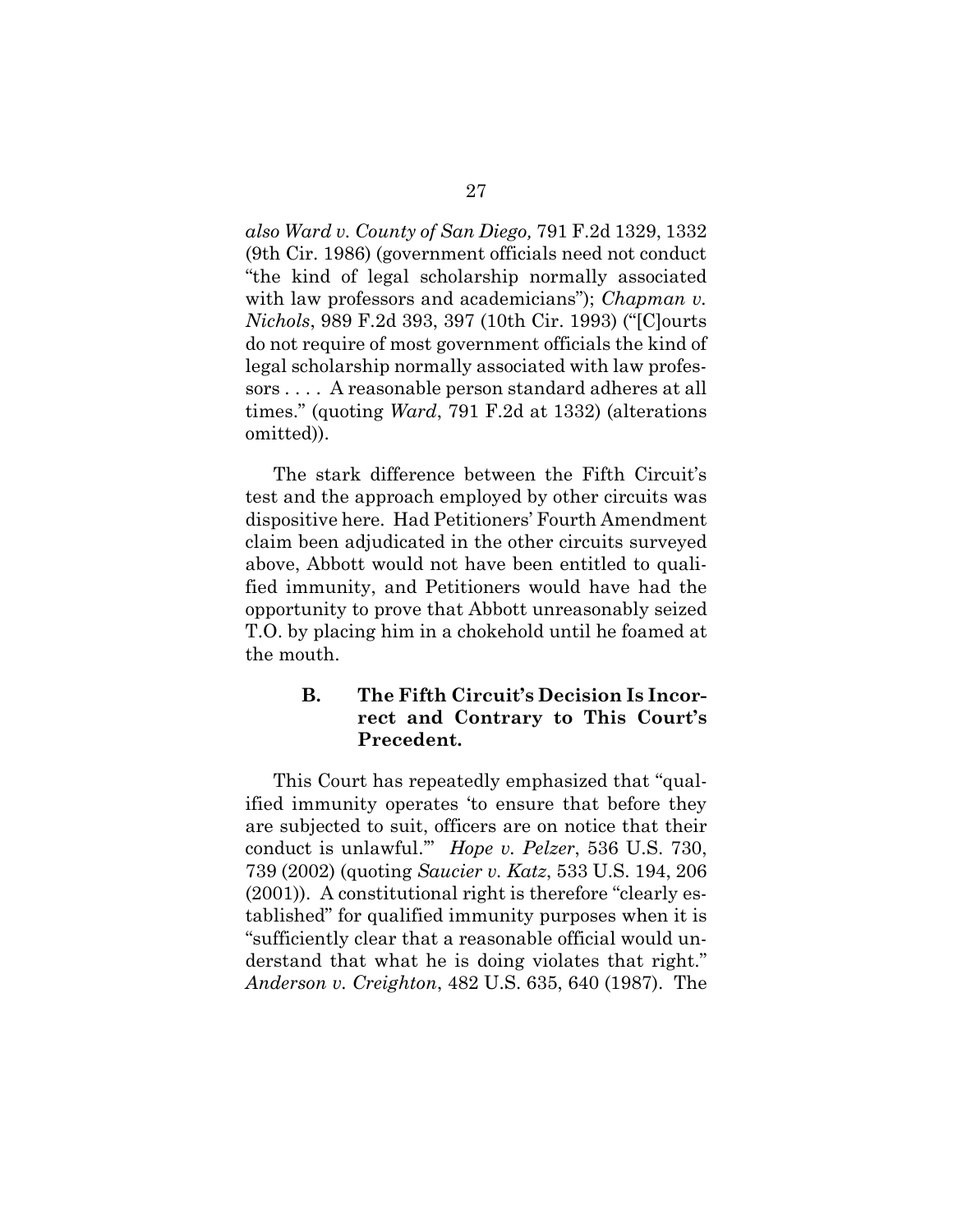*also Ward v. County of San Diego,* 791 F.2d 1329, 1332 (9th Cir. 1986) (government officials need not conduct "the kind of legal scholarship normally associated with law professors and academicians"); *Chapman v. Nichols*, 989 F.2d 393, 397 (10th Cir. 1993) ("[C]ourts do not require of most government officials the kind of legal scholarship normally associated with law professors . . . . A reasonable person standard adheres at all times." (quoting *Ward*, 791 F.2d at 1332) (alterations omitted)).

The stark difference between the Fifth Circuit's test and the approach employed by other circuits was dispositive here. Had Petitioners' Fourth Amendment claim been adjudicated in the other circuits surveyed above, Abbott would not have been entitled to qualified immunity, and Petitioners would have had the opportunity to prove that Abbott unreasonably seized T.O. by placing him in a chokehold until he foamed at the mouth.

### B. The Fifth Circuit's Decision Is Incorrect and Contrary to This Court's Precedent.

This Court has repeatedly emphasized that "qualified immunity operates 'to ensure that before they are subjected to suit, officers are on notice that their conduct is unlawful.'" *Hope v. Pelzer*, 536 U.S. 730, 739 (2002) (quoting *Saucier v. Katz*, 533 U.S. 194, 206 (2001)). A constitutional right is therefore "clearly established" for qualified immunity purposes when it is "sufficiently clear that a reasonable official would understand that what he is doing violates that right." *Anderson v. Creighton*, 482 U.S. 635, 640 (1987). The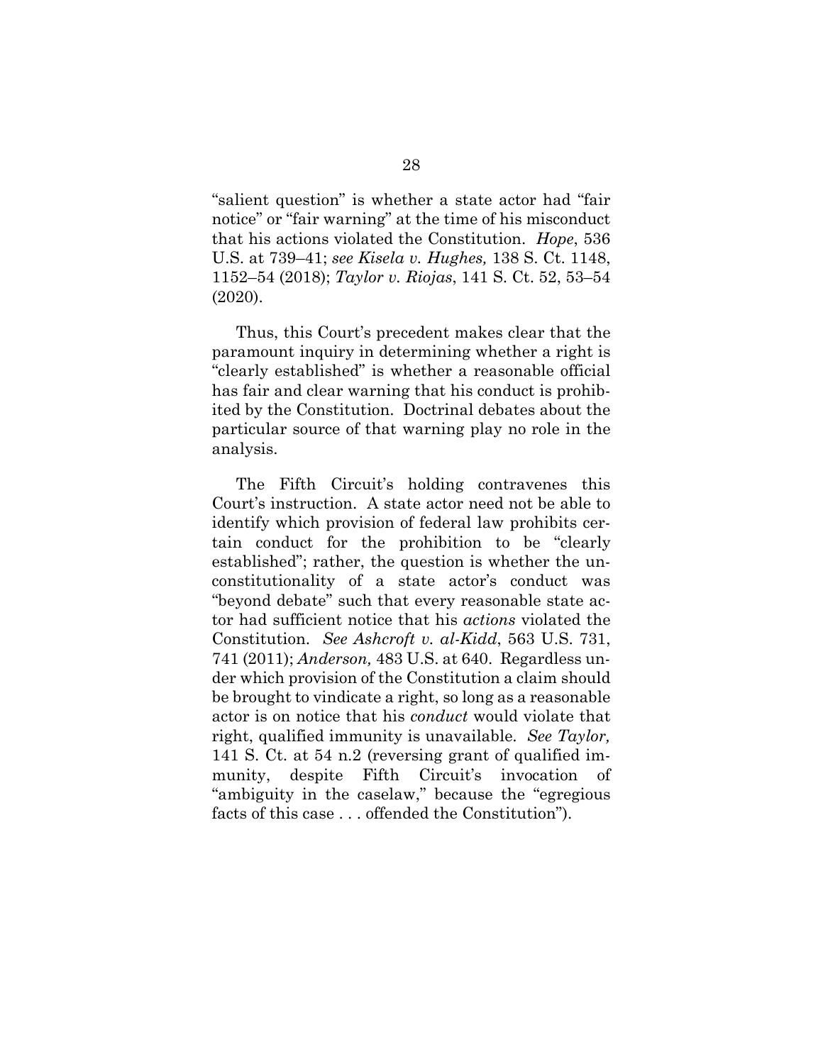"salient question" is whether a state actor had "fair notice" or "fair warning" at the time of his misconduct that his actions violated the Constitution. *Hope*, 536 U.S. at 739–41; *see Kisela v. Hughes,* 138 S. Ct. 1148, 1152–54 (2018); *Taylor v. Riojas*, 141 S. Ct. 52, 53–54 (2020).

Thus, this Court's precedent makes clear that the paramount inquiry in determining whether a right is "clearly established" is whether a reasonable official has fair and clear warning that his conduct is prohibited by the Constitution. Doctrinal debates about the particular source of that warning play no role in the analysis.

The Fifth Circuit's holding contravenes this Court's instruction. A state actor need not be able to identify which provision of federal law prohibits certain conduct for the prohibition to be "clearly established"; rather, the question is whether the unconstitutionality of a state actor's conduct was "beyond debate" such that every reasonable state actor had sufficient notice that his *actions* violated the Constitution. *See Ashcroft v. al-Kidd*, 563 U.S. 731, 741 (2011); *Anderson,* 483 U.S. at 640. Regardless under which provision of the Constitution a claim should be brought to vindicate a right, so long as a reasonable actor is on notice that his *conduct* would violate that right, qualified immunity is unavailable. *See Taylor,* 141 S. Ct. at 54 n.2 (reversing grant of qualified immunity, despite Fifth Circuit's invocation of "ambiguity in the caselaw," because the "egregious facts of this case . . . offended the Constitution").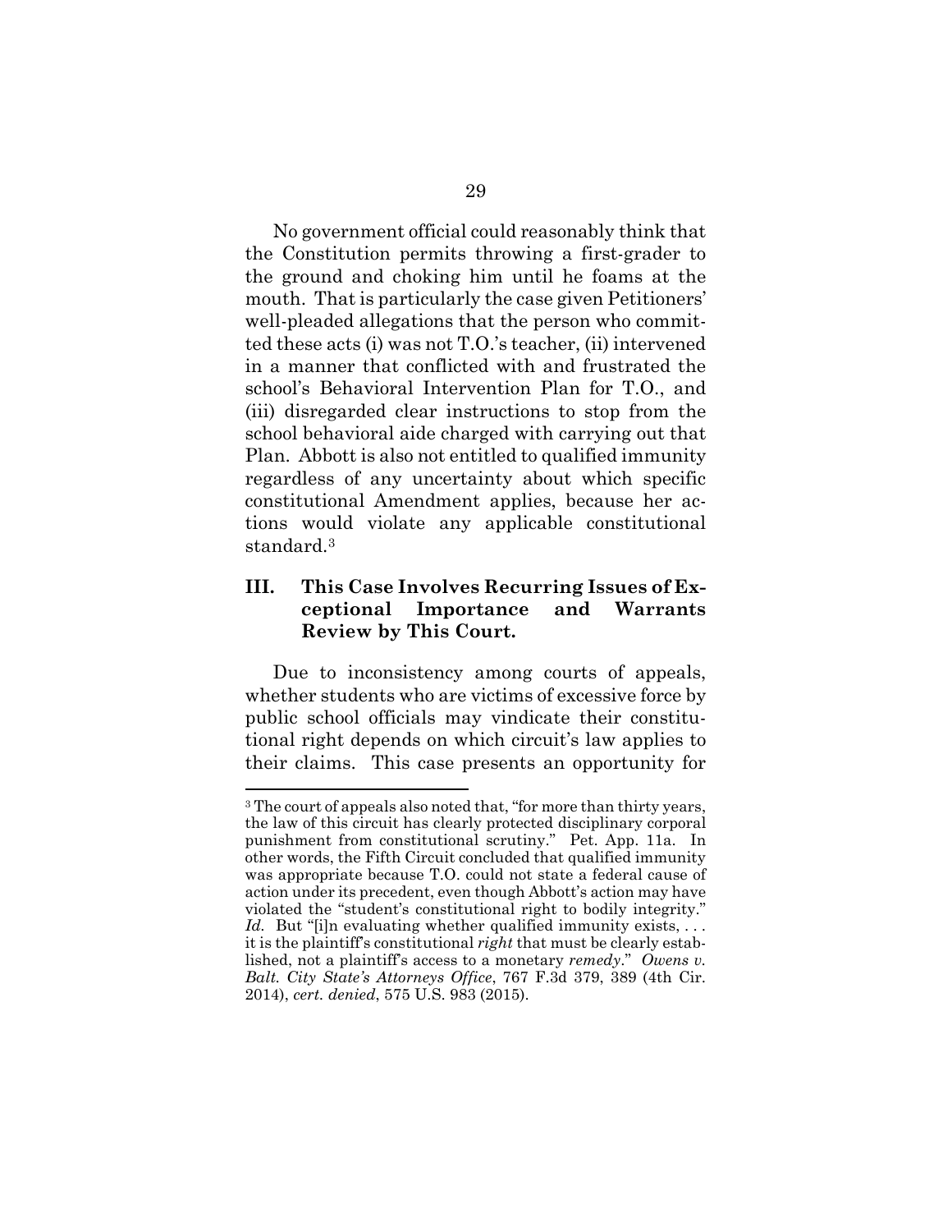No government official could reasonably think that the Constitution permits throwing a first-grader to the ground and choking him until he foams at the mouth. That is particularly the case given Petitioners' well-pleaded allegations that the person who committed these acts (i) was not T.O.'s teacher, (ii) intervened in a manner that conflicted with and frustrated the school's Behavioral Intervention Plan for T.O., and (iii) disregarded clear instructions to stop from the school behavioral aide charged with carrying out that Plan. Abbott is also not entitled to qualified immunity regardless of any uncertainty about which specific constitutional Amendment applies, because her actions would violate any applicable constitutional standard.[3]

## III. This Case Involves Recurring Issues of Exceptional Importance and Warrants Review by This Court.

Due to inconsistency among courts of appeals, whether students who are victims of excessive force by public school officials may vindicate their constitutional right depends on which circuit's law applies to their claims. This case presents an opportunity for

---

[3] The court of appeals also noted that, "for more than thirty years, the law of this circuit has clearly protected disciplinary corporal punishment from constitutional scrutiny." Pet. App. 11a. In other words, the Fifth Circuit concluded that qualified immunity was appropriate because T.O. could not state a federal cause of action under its precedent, even though Abbott's action may have violated the "student's constitutional right to bodily integrity." *Id.* But "[i]n evaluating whether qualified immunity exists, . . . it is the plaintiff's constitutional *right* that must be clearly established, not a plaintiff's access to a monetary *remedy*." *Owens v. Balt. City State's Attorneys Office*, 767 F.3d 379, 389 (4th Cir. 2014), *cert. denied*, 575 U.S. 983 (2015).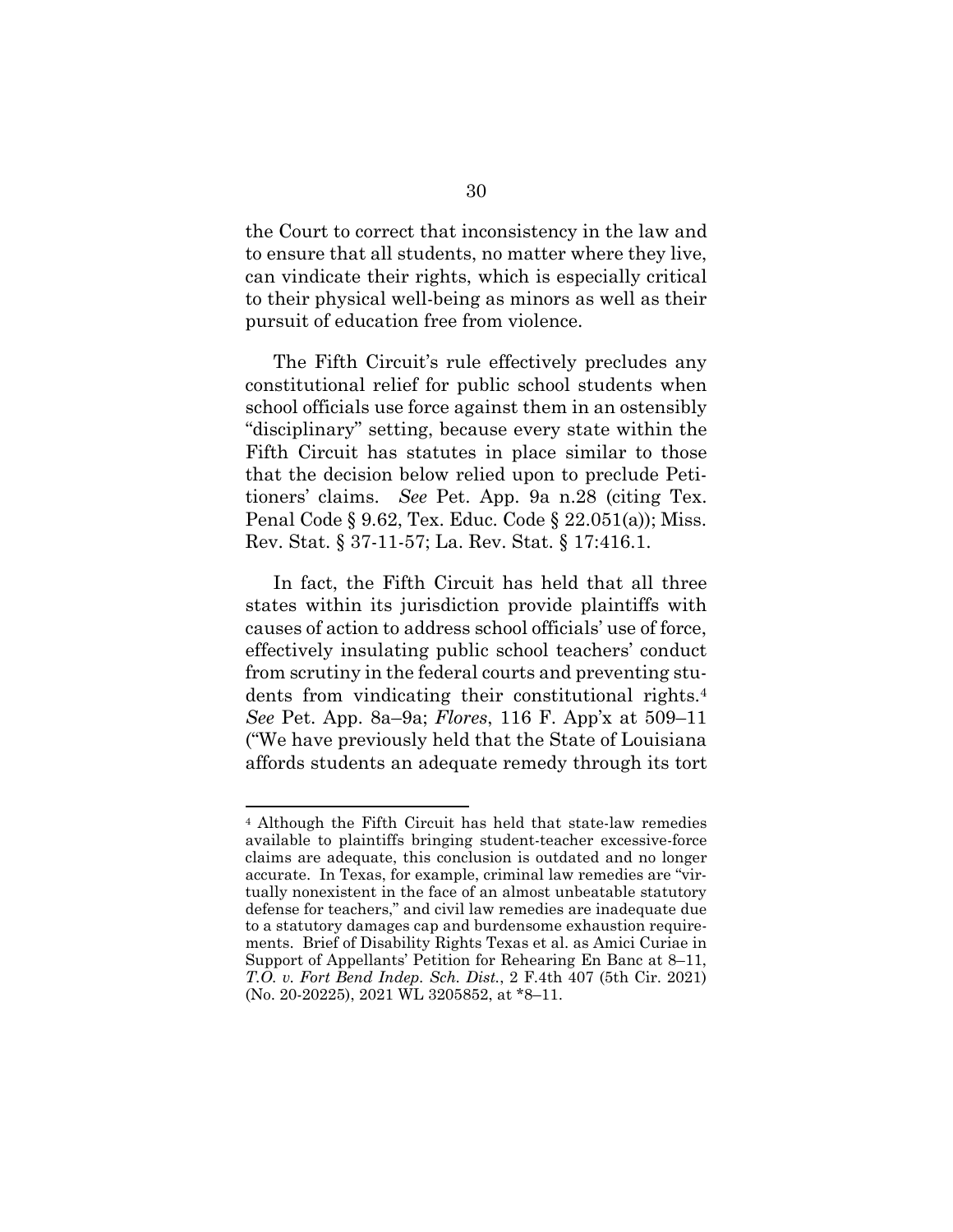the Court to correct that inconsistency in the law and to ensure that all students, no matter where they live, can vindicate their rights, which is especially critical to their physical well-being as minors as well as their pursuit of education free from violence.

The Fifth Circuit's rule effectively precludes any constitutional relief for public school students when school officials use force against them in an ostensibly "disciplinary" setting, because every state within the Fifth Circuit has statutes in place similar to those that the decision below relied upon to preclude Petitioners' claims. *See* Pet. App. 9a n.28 (citing Tex. Penal Code § 9.62, Tex. Educ. Code § 22.051(a)); Miss. Rev. Stat. § 37-11-57; La. Rev. Stat. § 17:416.1.

In fact, the Fifth Circuit has held that all three states within its jurisdiction provide plaintiffs with causes of action to address school officials' use of force, effectively insulating public school teachers' conduct from scrutiny in the federal courts and preventing students from vindicating their constitutional rights.[4] *See* Pet. App. 8a–9a; *Flores*, 116 F. App'x at 509–11 ("We have previously held that the State of Louisiana affords students an adequate remedy through its tort

[4] Although the Fifth Circuit has held that state-law remedies available to plaintiffs bringing student-teacher excessive-force claims are adequate, this conclusion is outdated and no longer accurate. In Texas, for example, criminal law remedies are "virtually nonexistent in the face of an almost unbeatable statutory defense for teachers," and civil law remedies are inadequate due to a statutory damages cap and burdensome exhaustion requirements. Brief of Disability Rights Texas et al. as Amici Curiae in Support of Appellants' Petition for Rehearing En Banc at 8–11, *T.O. v. Fort Bend Indep. Sch. Dist.*, 2 F.4th 407 (5th Cir. 2021) (No. 20-20225), 2021 WL 3205852, at *8–11.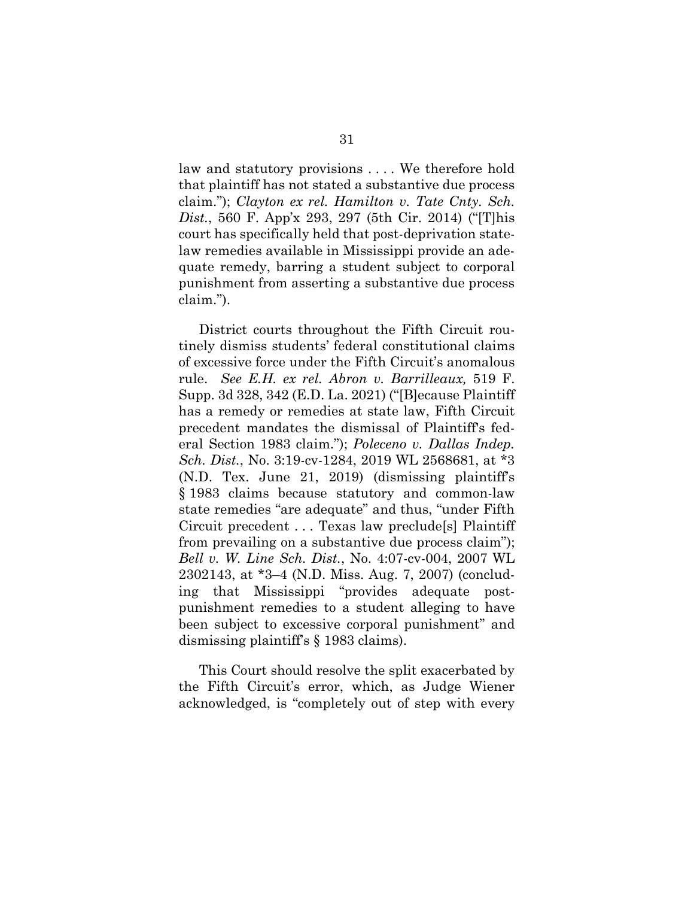law and statutory provisions . . . . We therefore hold that plaintiff has not stated a substantive due process claim."); *Clayton ex rel. Hamilton v. Tate Cnty. Sch. Dist.*, 560 F. App'x 293, 297 (5th Cir. 2014) ("[T]his court has specifically held that post-deprivation state-law remedies available in Mississippi provide an adequate remedy, barring a student subject to corporal punishment from asserting a substantive due process claim.").

District courts throughout the Fifth Circuit routinely dismiss students' federal constitutional claims of excessive force under the Fifth Circuit's anomalous rule. *See E.H. ex rel. Abron v. Barrilleaux,* 519 F. Supp. 3d 328, 342 (E.D. La. 2021) ("[B]ecause Plaintiff has a remedy or remedies at state law, Fifth Circuit precedent mandates the dismissal of Plaintiff's federal Section 1983 claim."); *Poleceno v. Dallas Indep. Sch. Dist.*, No. 3:19-cv-1284, 2019 WL 2568681, at *3 (N.D. Tex. June 21, 2019) (dismissing plaintiff's § 1983 claims because statutory and common-law state remedies "are adequate" and thus, "under Fifth Circuit precedent . . . Texas law preclude[s] Plaintiff from prevailing on a substantive due process claim"); *Bell v. W. Line Sch. Dist.*, No. 4:07-cv-004, 2007 WL 2302143, at *3–4 (N.D. Miss. Aug. 7, 2007) (concluding that Mississippi "provides adequate post-punishment remedies to a student alleging to have been subject to excessive corporal punishment" and dismissing plaintiff's § 1983 claims).

This Court should resolve the split exacerbated by the Fifth Circuit's error, which, as Judge Wiener acknowledged, is "completely out of step with every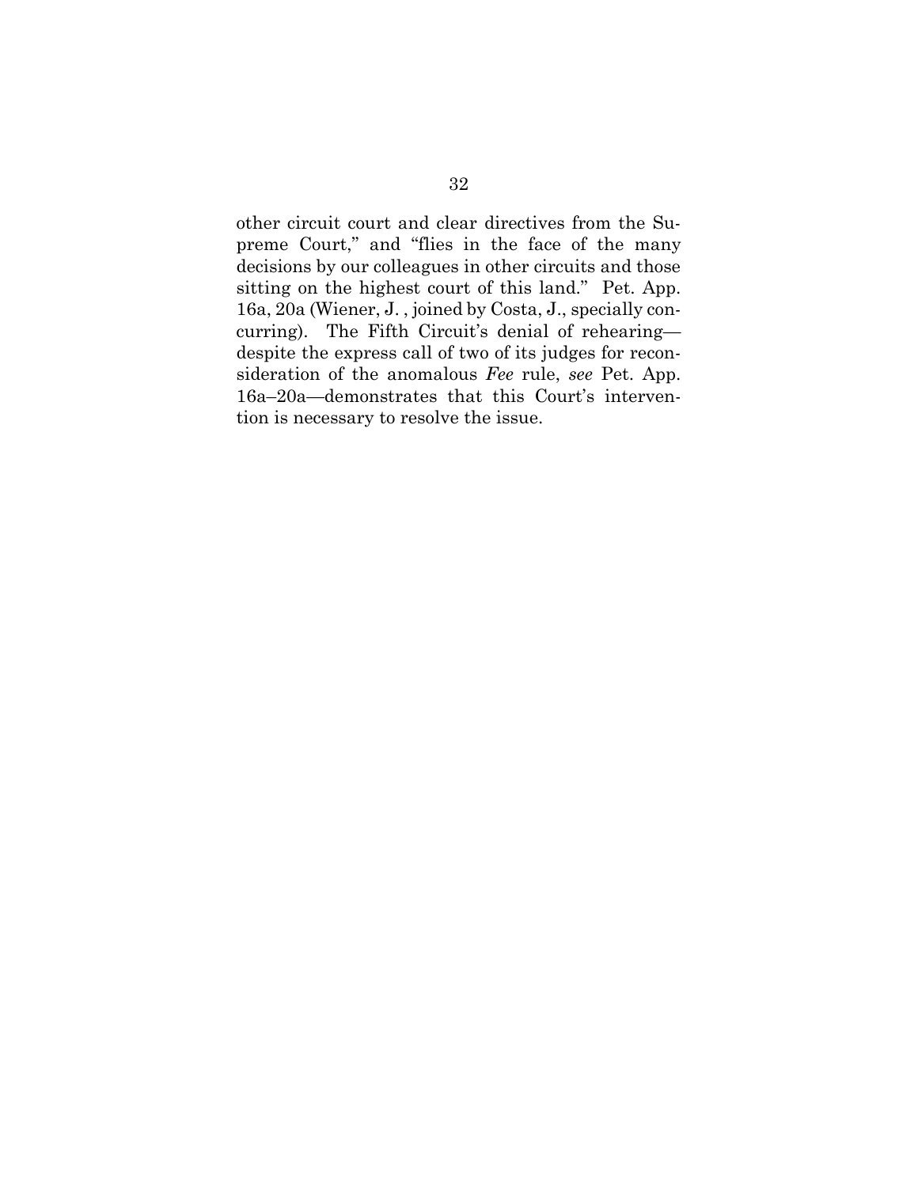other circuit court and clear directives from the Supreme Court," and "flies in the face of the many decisions by our colleagues in other circuits and those sitting on the highest court of this land." Pet. App. 16a, 20a (Wiener, J. , joined by Costa, J., specially concurring). The Fifth Circuit's denial of rehearing—despite the express call of two of its judges for reconsideration of the anomalous *Fee* rule, *see* Pet. App. 16a–20a—demonstrates that this Court's intervention is necessary to resolve the issue.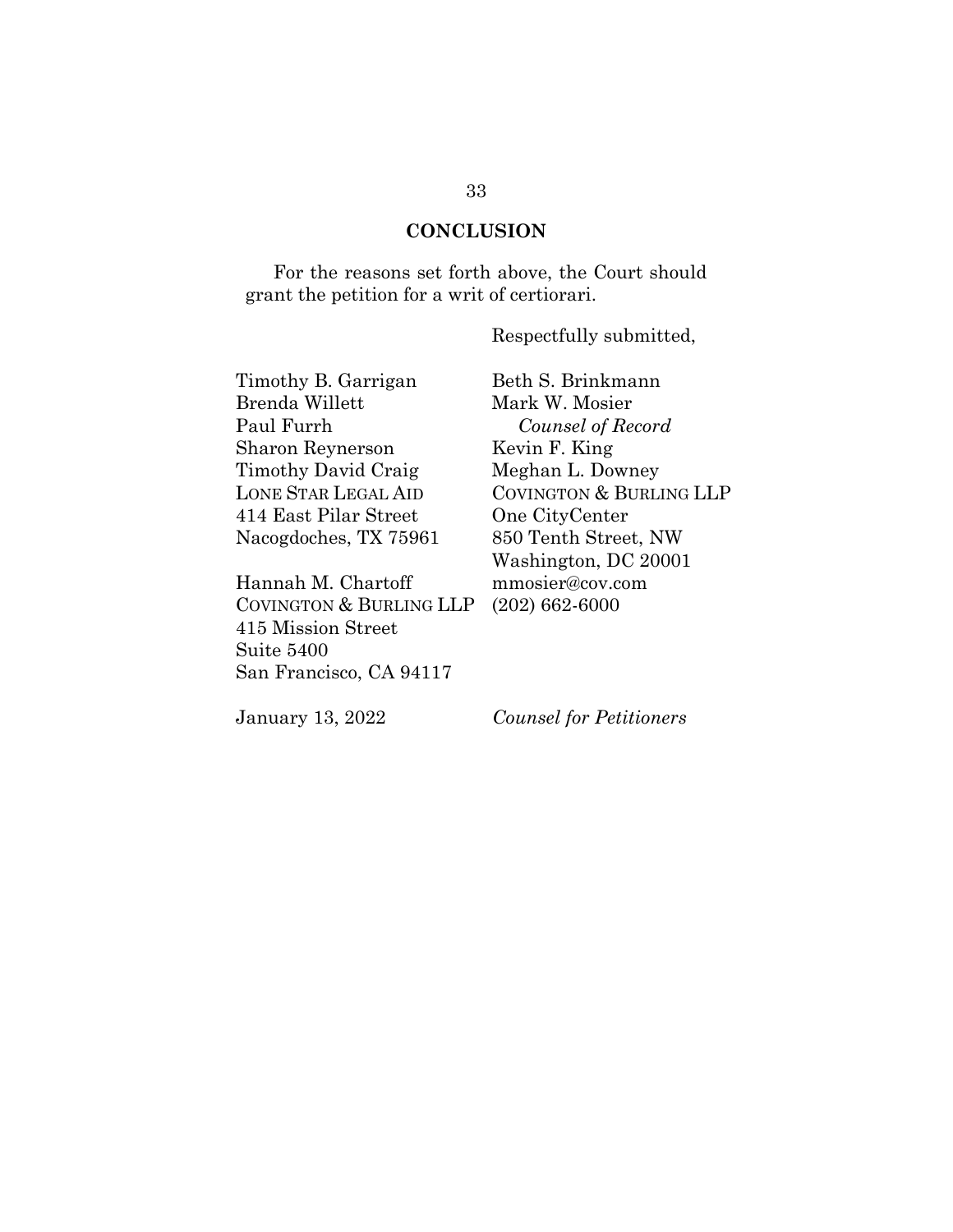## CONCLUSION

For the reasons set forth above, the Court should grant the petition for a writ of certiorari.

Respectfully submitted,

Beth S. Brinkmann
Mark W. Mosier
*Counsel of Record*
Kevin F. King
Meghan L. Downey
COVINGTON & BURLING LLP
One CityCenter
850 Tenth Street, NW
Washington, DC 20001
mmosier@cov.com
(202) 662-6000

Timothy B. Garrigan
Brenda Willett
Paul Furrh
Sharon Reynerson
Timothy David Craig
LONE STAR LEGAL AID
414 East Pilar Street
Nacogdoches, TX 75961

Hannah M. Chartoff
COVINGTON & BURLING LLP
415 Mission Street
Suite 5400
San Francisco, CA 94117

January 13, 2022

*Counsel for Petitioners*